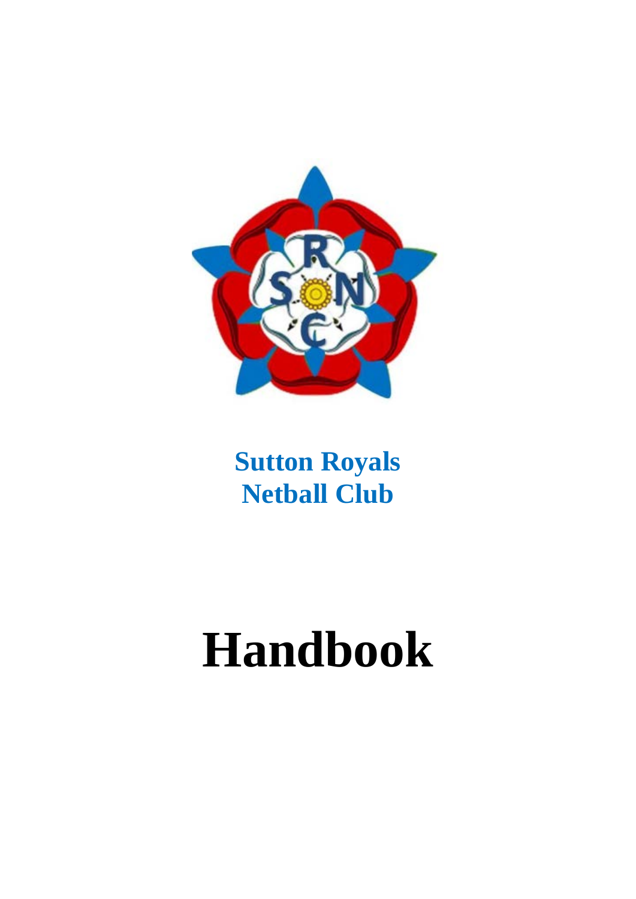**Sutton Royals**
**Netball Club**

# Handbook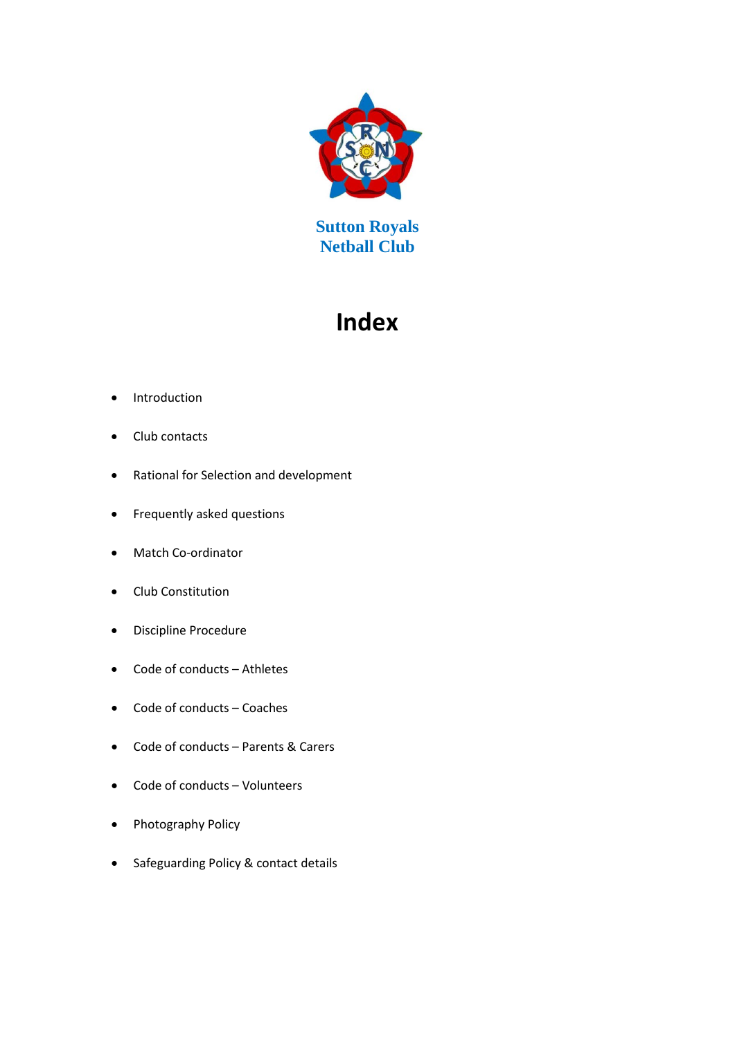Sutton Royals
Netball Club

# Index

- Introduction
- Club contacts
- Rational for Selection and development
- Frequently asked questions
- Match Co-ordinator
- Club Constitution
- Discipline Procedure
- Code of conducts – Athletes
- Code of conducts – Coaches
- Code of conducts – Parents & Carers
- Code of conducts – Volunteers
- Photography Policy
- Safeguarding Policy & contact details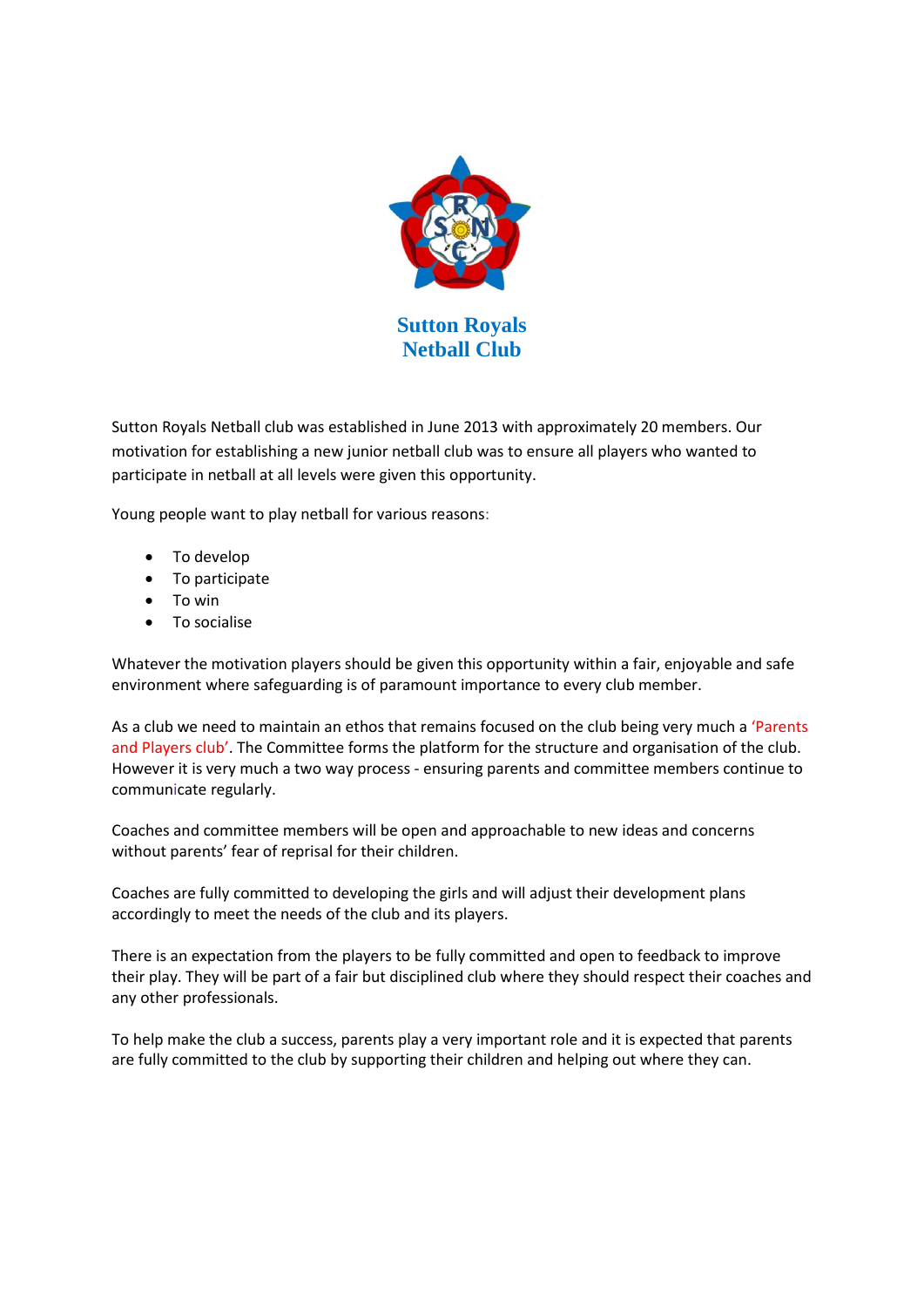# Sutton Royals Netball Club

Sutton Royals Netball club was established in June 2013 with approximately 20 members. Our motivation for establishing a new junior netball club was to ensure all players who wanted to participate in netball at all levels were given this opportunity.

Young people want to play netball for various reasons:

- To develop
- To participate
- To win
- To socialise

Whatever the motivation players should be given this opportunity within a fair, enjoyable and safe environment where safeguarding is of paramount importance to every club member.

As a club we need to maintain an ethos that remains focused on the club being very much a 'Parents and Players club'. The Committee forms the platform for the structure and organisation of the club. However it is very much a two way process - ensuring parents and committee members continue to communicate regularly.

Coaches and committee members will be open and approachable to new ideas and concerns without parents' fear of reprisal for their children.

Coaches are fully committed to developing the girls and will adjust their development plans accordingly to meet the needs of the club and its players.

There is an expectation from the players to be fully committed and open to feedback to improve their play. They will be part of a fair but disciplined club where they should respect their coaches and any other professionals.

To help make the club a success, parents play a very important role and it is expected that parents are fully committed to the club by supporting their children and helping out where they can.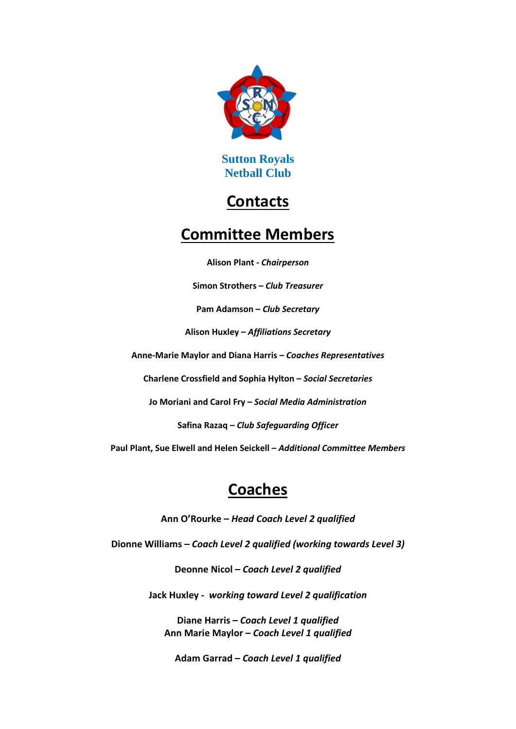**Sutton Royals**
**Netball Club**

# Contacts

# Committee Members

**Alison Plant -** ***Chairperson***

**Simon Strothers –** ***Club Treasurer***

**Pam Adamson –** ***Club Secretary***

**Alison Huxley –** ***Affiliations Secretary***

**Anne-Marie Maylor and Diana Harris –** ***Coaches Representatives***

**Charlene Crossfield and Sophia Hylton –** ***Social Secretaries***

**Jo Moriani and Carol Fry –** ***Social Media Administration***

**Safina Razaq –** ***Club Safeguarding Officer***

**Paul Plant, Sue Elwell and Helen Seickell –** ***Additional Committee Members***

# Coaches

**Ann O'Rourke –** ***Head Coach Level 2 qualified***

**Dionne Williams –** ***Coach Level 2 qualified (working towards Level 3)***

**Deonne Nicol –** ***Coach Level 2 qualified***

**Jack Huxley -** ***working toward Level 2 qualification***

**Diane Harris –** ***Coach Level 1 qualified***
**Ann Marie Maylor –** ***Coach Level 1 qualified***

**Adam Garrad –** ***Coach Level 1 qualified***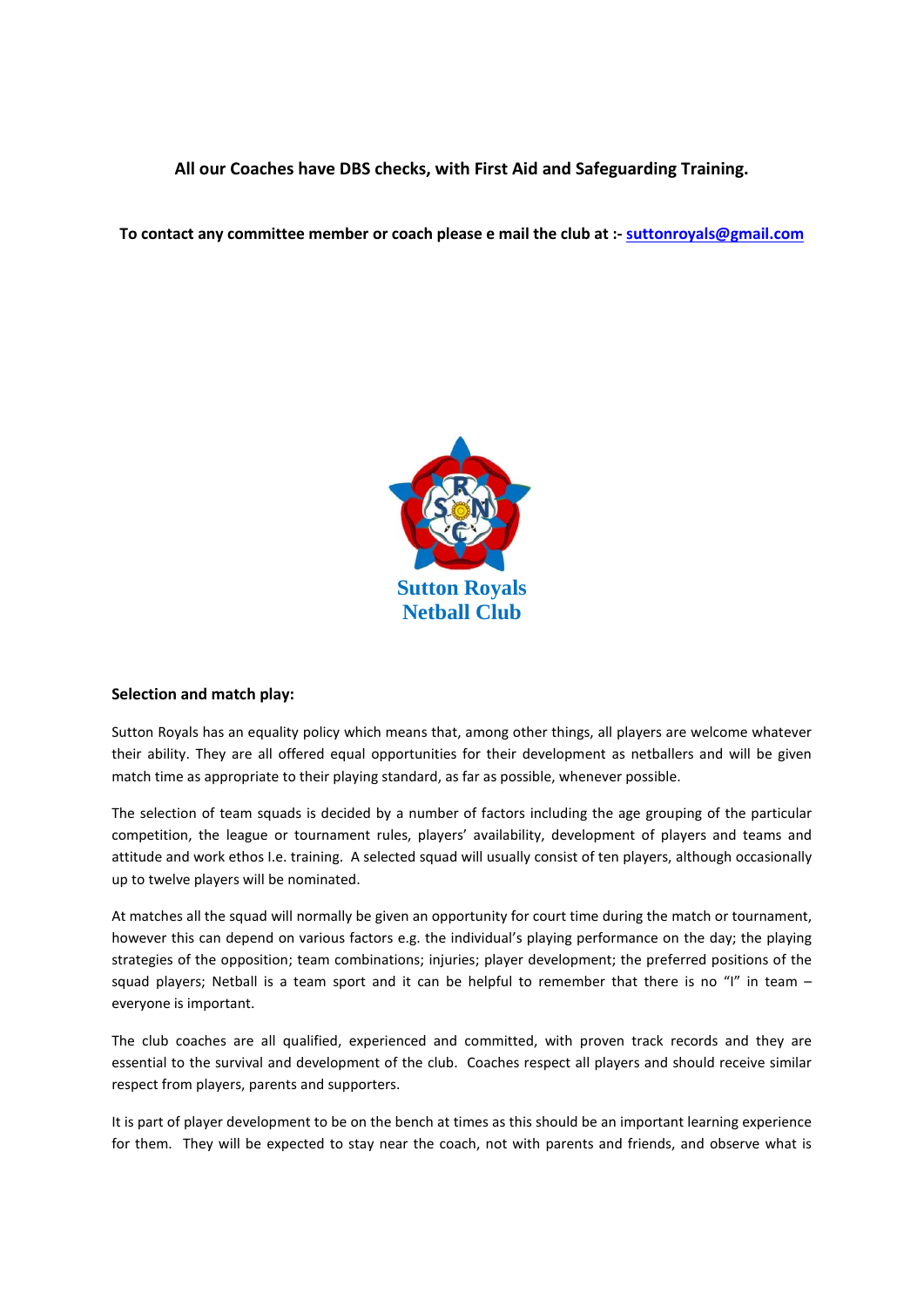**All our Coaches have DBS checks, with First Aid and Safeguarding Training.**

**To contact any committee member or coach please e mail the club at :-** [suttonroyals@gmail.com](mailto:suttonroyals@gmail.com)

Sutton Royals Netball Club

### Selection and match play:

Sutton Royals has an equality policy which means that, among other things, all players are welcome whatever their ability. They are all offered equal opportunities for their development as netballers and will be given match time as appropriate to their playing standard, as far as possible, whenever possible.

The selection of team squads is decided by a number of factors including the age grouping of the particular competition, the league or tournament rules, players' availability, development of players and teams and attitude and work ethos I.e. training. A selected squad will usually consist of ten players, although occasionally up to twelve players will be nominated.

At matches all the squad will normally be given an opportunity for court time during the match or tournament, however this can depend on various factors e.g. the individual's playing performance on the day; the playing strategies of the opposition; team combinations; injuries; player development; the preferred positions of the squad players; Netball is a team sport and it can be helpful to remember that there is no "I" in team – everyone is important.

The club coaches are all qualified, experienced and committed, with proven track records and they are essential to the survival and development of the club. Coaches respect all players and should receive similar respect from players, parents and supporters.

It is part of player development to be on the bench at times as this should be an important learning experience for them. They will be expected to stay near the coach, not with parents and friends, and observe what is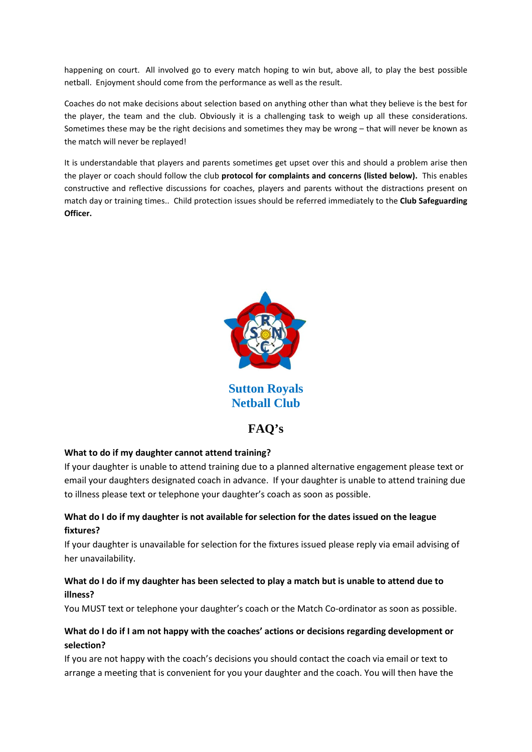happening on court. All involved go to every match hoping to win but, above all, to play the best possible netball. Enjoyment should come from the performance as well as the result.

Coaches do not make decisions about selection based on anything other than what they believe is the best for the player, the team and the club. Obviously it is a challenging task to weigh up all these considerations. Sometimes these may be the right decisions and sometimes they may be wrong – that will never be known as the match will never be replayed!

It is understandable that players and parents sometimes get upset over this and should a problem arise then the player or coach should follow the club **protocol for complaints and concerns (listed below).** This enables constructive and reflective discussions for coaches, players and parents without the distractions present on match day or training times.. Child protection issues should be referred immediately to the **Club Safeguarding Officer.**

## Sutton Royals Netball Club

## FAQ's

**What to do if my daughter cannot attend training?**

If your daughter is unable to attend training due to a planned alternative engagement please text or email your daughters designated coach in advance. If your daughter is unable to attend training due to illness please text or telephone your daughter's coach as soon as possible.

**What do I do if my daughter is not available for selection for the dates issued on the league fixtures?**

If your daughter is unavailable for selection for the fixtures issued please reply via email advising of her unavailability.

**What do I do if my daughter has been selected to play a match but is unable to attend due to illness?**

You MUST text or telephone your daughter's coach or the Match Co-ordinator as soon as possible.

**What do I do if I am not happy with the coaches' actions or decisions regarding development or selection?**

If you are not happy with the coach's decisions you should contact the coach via email or text to arrange a meeting that is convenient for you your daughter and the coach. You will then have the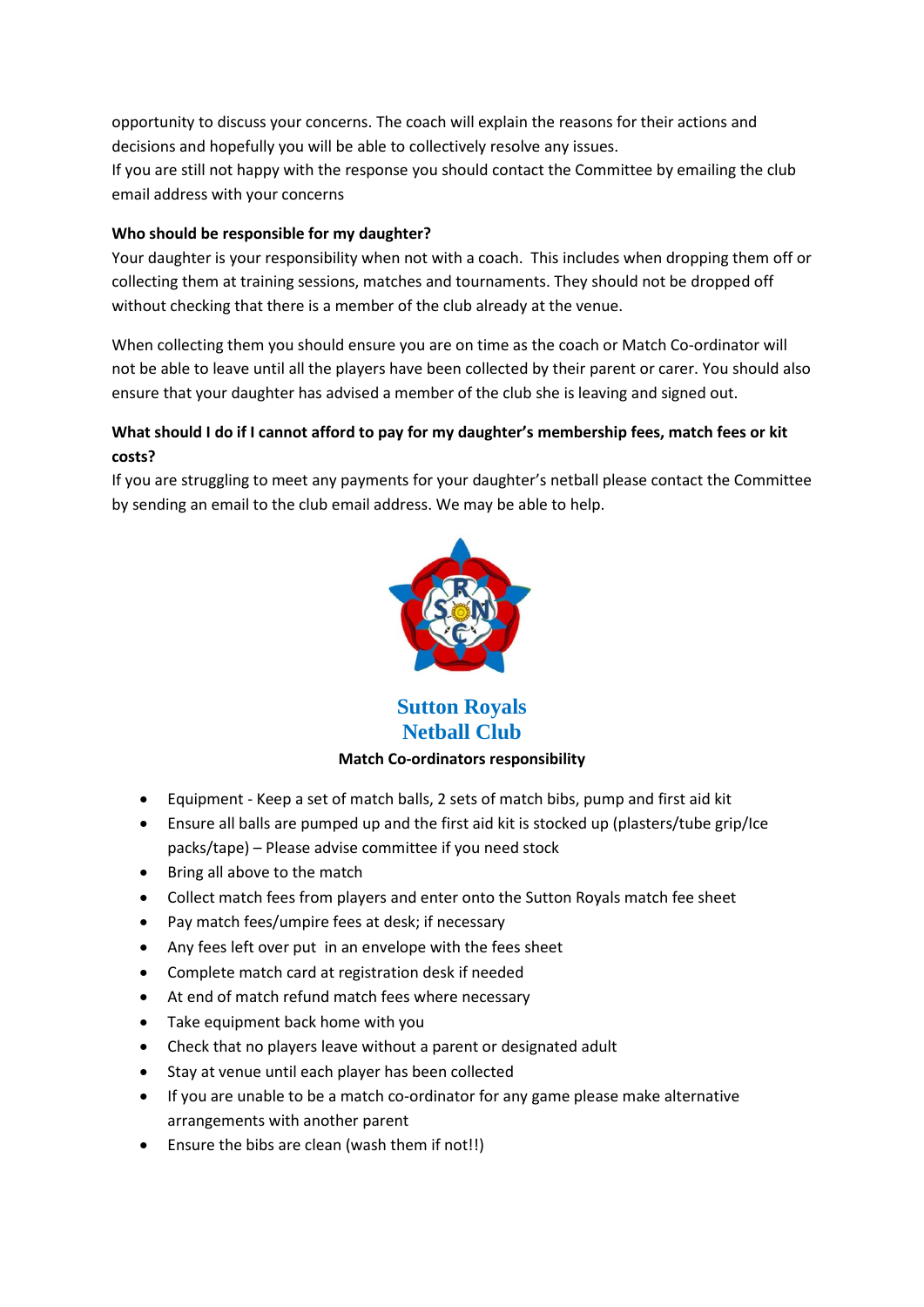opportunity to discuss your concerns. The coach will explain the reasons for their actions and decisions and hopefully you will be able to collectively resolve any issues.
If you are still not happy with the response you should contact the Committee by emailing the club email address with your concerns

**Who should be responsible for my daughter?**

Your daughter is your responsibility when not with a coach. This includes when dropping them off or collecting them at training sessions, matches and tournaments. They should not be dropped off without checking that there is a member of the club already at the venue.

When collecting them you should ensure you are on time as the coach or Match Co-ordinator will not be able to leave until all the players have been collected by their parent or carer. You should also ensure that your daughter has advised a member of the club she is leaving and signed out.

**What should I do if I cannot afford to pay for my daughter's membership fees, match fees or kit costs?**

If you are struggling to meet any payments for your daughter's netball please contact the Committee by sending an email to the club email address. We may be able to help.

## Sutton Royals Netball Club

**Match Co-ordinators responsibility**

- Equipment - Keep a set of match balls, 2 sets of match bibs, pump and first aid kit
- Ensure all balls are pumped up and the first aid kit is stocked up (plasters/tube grip/Ice packs/tape) – Please advise committee if you need stock
- Bring all above to the match
- Collect match fees from players and enter onto the Sutton Royals match fee sheet
- Pay match fees/umpire fees at desk; if necessary
- Any fees left over put in an envelope with the fees sheet
- Complete match card at registration desk if needed
- At end of match refund match fees where necessary
- Take equipment back home with you
- Check that no players leave without a parent or designated adult
- Stay at venue until each player has been collected
- If you are unable to be a match co-ordinator for any game please make alternative arrangements with another parent
- Ensure the bibs are clean (wash them if not!!)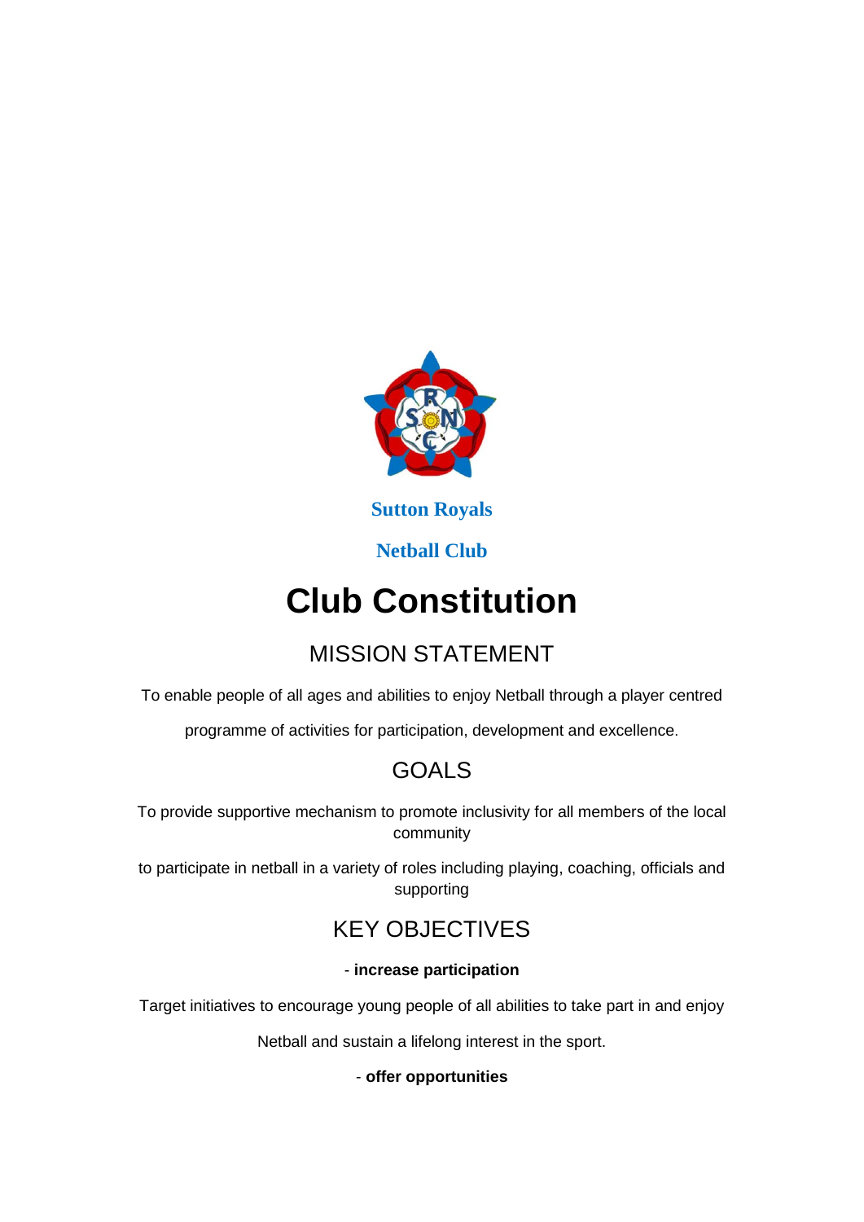**Sutton Royals**

**Netball Club**

# Club Constitution

## MISSION STATEMENT

To enable people of all ages and abilities to enjoy Netball through a player centred

programme of activities for participation, development and excellence.

## GOALS

To provide supportive mechanism to promote inclusivity for all members of the local community

to participate in netball in a variety of roles including playing, coaching, officials and supporting

## KEY OBJECTIVES

- **increase participation**

Target initiatives to encourage young people of all abilities to take part in and enjoy

Netball and sustain a lifelong interest in the sport.

- **offer opportunities**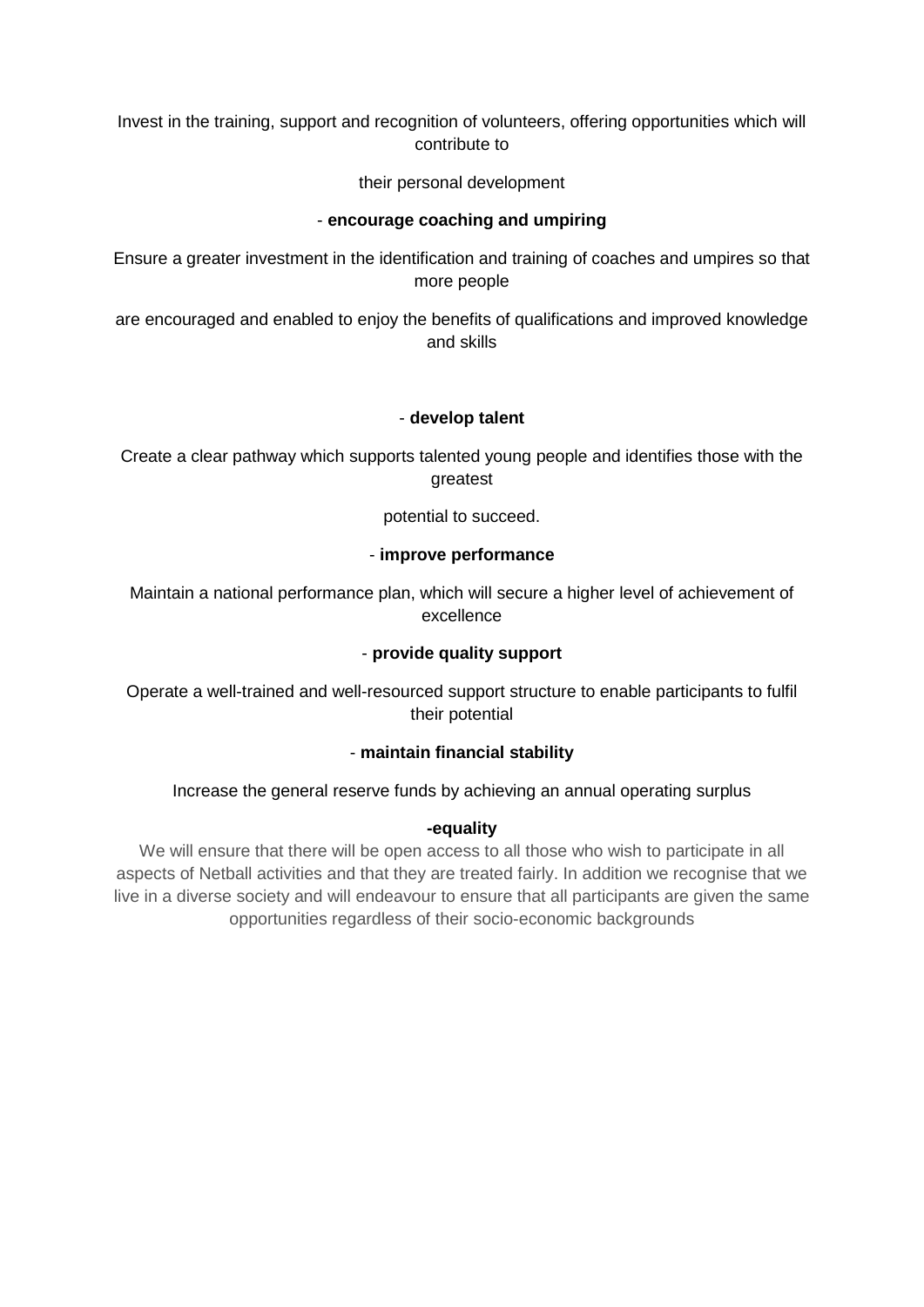Invest in the training, support and recognition of volunteers, offering opportunities which will contribute to

their personal development

- **encourage coaching and umpiring**

Ensure a greater investment in the identification and training of coaches and umpires so that more people

are encouraged and enabled to enjoy the benefits of qualifications and improved knowledge and skills

- **develop talent**

Create a clear pathway which supports talented young people and identifies those with the greatest

potential to succeed.

- **improve performance**

Maintain a national performance plan, which will secure a higher level of achievement of excellence

- **provide quality support**

Operate a well-trained and well-resourced support structure to enable participants to fulfil their potential

- **maintain financial stability**

Increase the general reserve funds by achieving an annual operating surplus

**-equality**

We will ensure that there will be open access to all those who wish to participate in all aspects of Netball activities and that they are treated fairly. In addition we recognise that we live in a diverse society and will endeavour to ensure that all participants are given the same opportunities regardless of their socio-economic backgrounds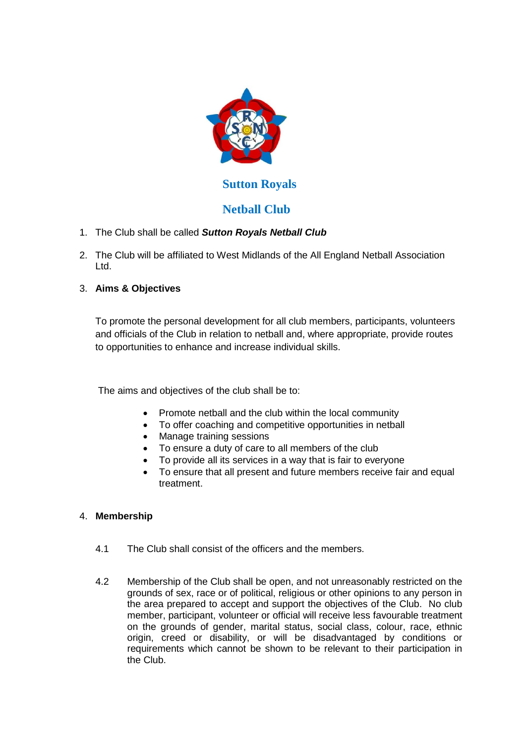# Sutton Royals

# Netball Club

1. The Club shall be called ***Sutton Royals Netball Club***

2. The Club will be affiliated to West Midlands of the All England Netball Association Ltd.

3. **Aims & Objectives**

   To promote the personal development for all club members, participants, volunteers and officials of the Club in relation to netball and, where appropriate, provide routes to opportunities to enhance and increase individual skills.

   The aims and objectives of the club shall be to:

   - Promote netball and the club within the local community
   - To offer coaching and competitive opportunities in netball
   - Manage training sessions
   - To ensure a duty of care to all members of the club
   - To provide all its services in a way that is fair to everyone
   - To ensure that all present and future members receive fair and equal treatment.

4. **Membership**

   4.1 The Club shall consist of the officers and the members.

   4.2 Membership of the Club shall be open, and not unreasonably restricted on the grounds of sex, race or of political, religious or other opinions to any person in the area prepared to accept and support the objectives of the Club. No club member, participant, volunteer or official will receive less favourable treatment on the grounds of gender, marital status, social class, colour, race, ethnic origin, creed or disability, or will be disadvantaged by conditions or requirements which cannot be shown to be relevant to their participation in the Club.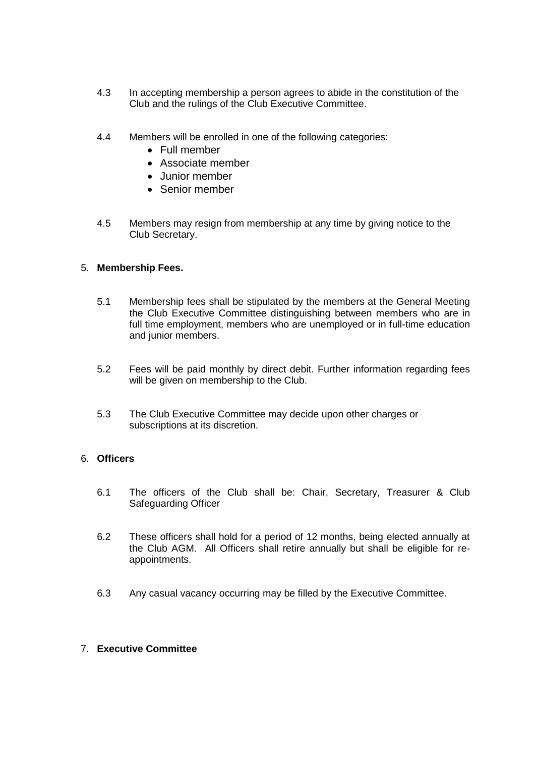4.3 In accepting membership a person agrees to abide in the constitution of the Club and the rulings of the Club Executive Committee.

4.4 Members will be enrolled in one of the following categories:

- Full member
- Associate member
- Junior member
- Senior member

4.5 Members may resign from membership at any time by giving notice to the Club Secretary.

## 5. **Membership Fees.**

5.1 Membership fees shall be stipulated by the members at the General Meeting the Club Executive Committee distinguishing between members who are in full time employment, members who are unemployed or in full-time education and junior members.

5.2 Fees will be paid monthly by direct debit. Further information regarding fees will be given on membership to the Club.

5.3 The Club Executive Committee may decide upon other charges or subscriptions at its discretion.

## 6. **Officers**

6.1 The officers of the Club shall be: Chair, Secretary, Treasurer & Club Safeguarding Officer

6.2 These officers shall hold for a period of 12 months, being elected annually at the Club AGM. All Officers shall retire annually but shall be eligible for re-appointments.

6.3 Any casual vacancy occurring may be filled by the Executive Committee.

## 7. **Executive Committee**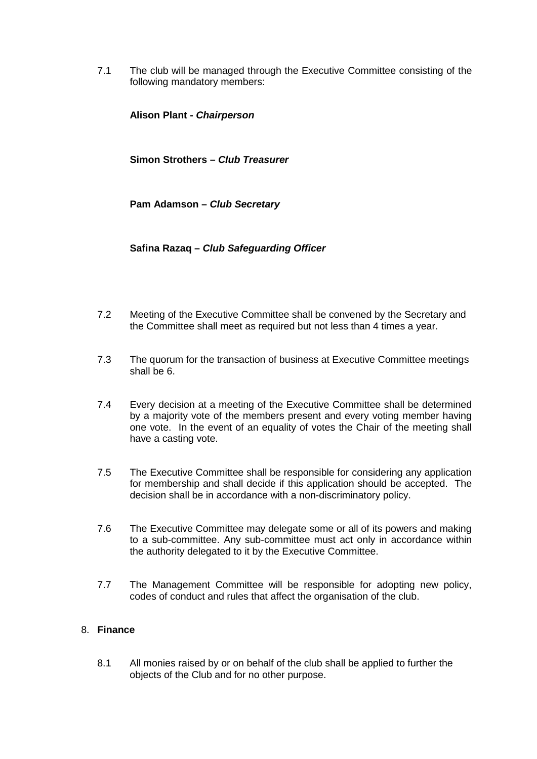7.1 The club will be managed through the Executive Committee consisting of the following mandatory members:

**Alison Plant - *Chairperson***

**Simon Strothers – *Club Treasurer***

**Pam Adamson – *Club Secretary***

**Safina Razaq – *Club Safeguarding Officer***

7.2 Meeting of the Executive Committee shall be convened by the Secretary and the Committee shall meet as required but not less than 4 times a year.

7.3 The quorum for the transaction of business at Executive Committee meetings shall be 6.

7.4 Every decision at a meeting of the Executive Committee shall be determined by a majority vote of the members present and every voting member having one vote. In the event of an equality of votes the Chair of the meeting shall have a casting vote.

7.5 The Executive Committee shall be responsible for considering any application for membership and shall decide if this application should be accepted. The decision shall be in accordance with a non-discriminatory policy.

7.6 The Executive Committee may delegate some or all of its powers and making to a sub-committee. Any sub-committee must act only in accordance within the authority delegated to it by the Executive Committee.

7.7 The Management Committee will be responsible for adopting new policy, codes of conduct and rules that affect the organisation of the club.

8. **Finance**

8.1 All monies raised by or on behalf of the club shall be applied to further the objects of the Club and for no other purpose.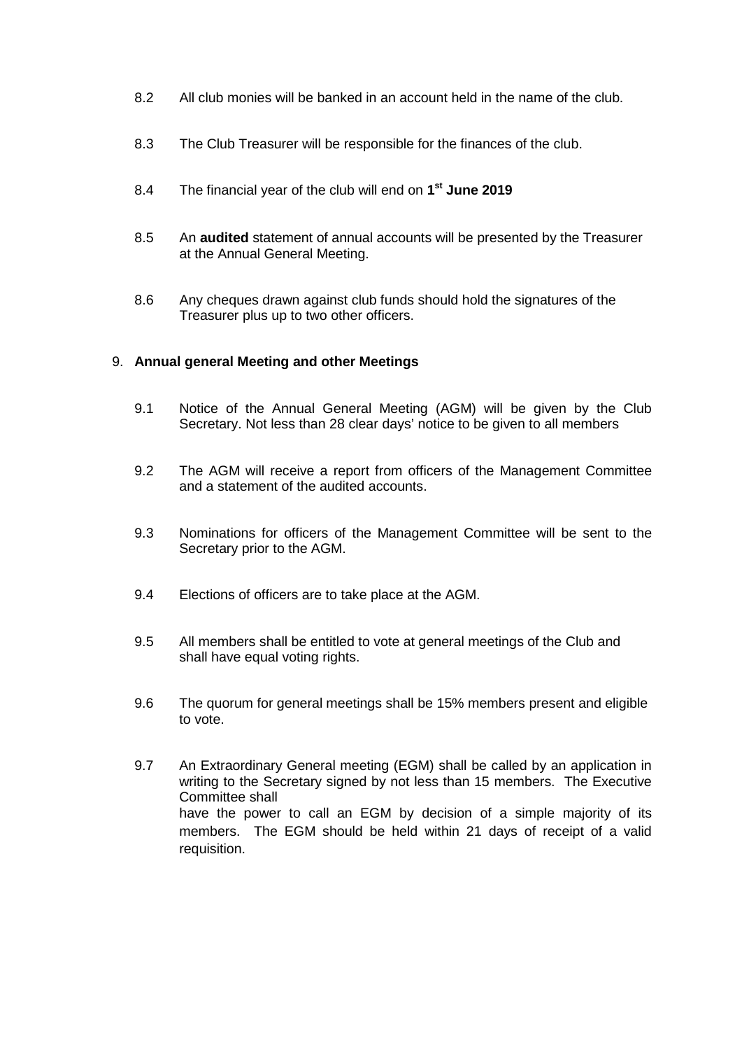8.2 All club monies will be banked in an account held in the name of the club.

8.3 The Club Treasurer will be responsible for the finances of the club.

8.4 The financial year of the club will end on **1st June 2019**

8.5 An **audited** statement of annual accounts will be presented by the Treasurer at the Annual General Meeting.

8.6 Any cheques drawn against club funds should hold the signatures of the Treasurer plus up to two other officers.

## 9. Annual general Meeting and other Meetings

9.1 Notice of the Annual General Meeting (AGM) will be given by the Club Secretary. Not less than 28 clear days' notice to be given to all members

9.2 The AGM will receive a report from officers of the Management Committee and a statement of the audited accounts.

9.3 Nominations for officers of the Management Committee will be sent to the Secretary prior to the AGM.

9.4 Elections of officers are to take place at the AGM.

9.5 All members shall be entitled to vote at general meetings of the Club and shall have equal voting rights.

9.6 The quorum for general meetings shall be 15% members present and eligible to vote.

9.7 An Extraordinary General meeting (EGM) shall be called by an application in writing to the Secretary signed by not less than 15 members. The Executive Committee shall have the power to call an EGM by decision of a simple majority of its members. The EGM should be held within 21 days of receipt of a valid requisition.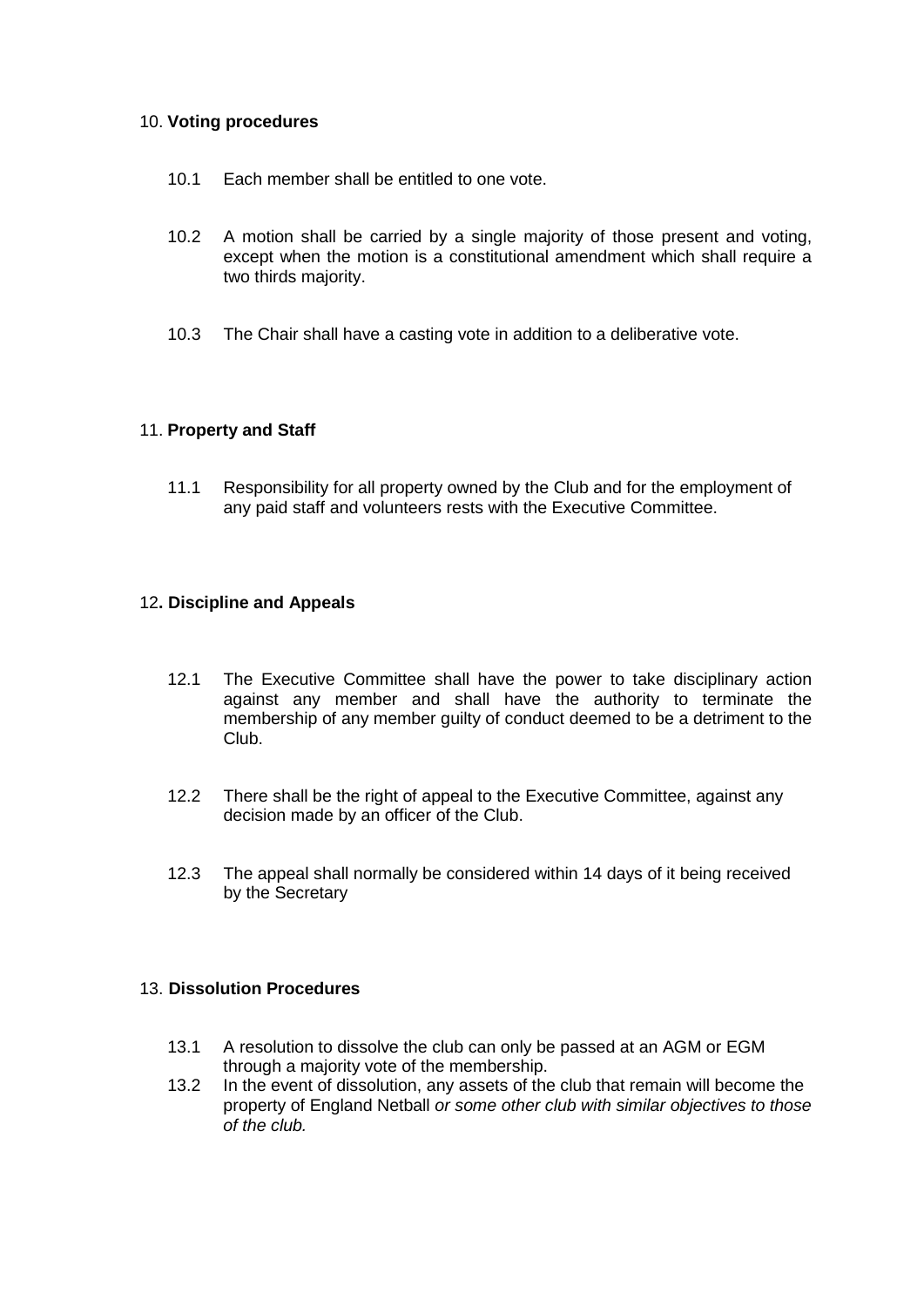## 10. **Voting procedures**

10.1 Each member shall be entitled to one vote.

10.2 A motion shall be carried by a single majority of those present and voting, except when the motion is a constitutional amendment which shall require a two thirds majority.

10.3 The Chair shall have a casting vote in addition to a deliberative vote.

## 11. **Property and Staff**

11.1 Responsibility for all property owned by the Club and for the employment of any paid staff and volunteers rests with the Executive Committee.

## 12**. Discipline and Appeals**

12.1 The Executive Committee shall have the power to take disciplinary action against any member and shall have the authority to terminate the membership of any member guilty of conduct deemed to be a detriment to the Club.

12.2 There shall be the right of appeal to the Executive Committee, against any decision made by an officer of the Club.

12.3 The appeal shall normally be considered within 14 days of it being received by the Secretary

## 13. **Dissolution Procedures**

13.1 A resolution to dissolve the club can only be passed at an AGM or EGM through a majority vote of the membership.

13.2 In the event of dissolution, any assets of the club that remain will become the property of England Netball *or some other club with similar objectives to those of the club.*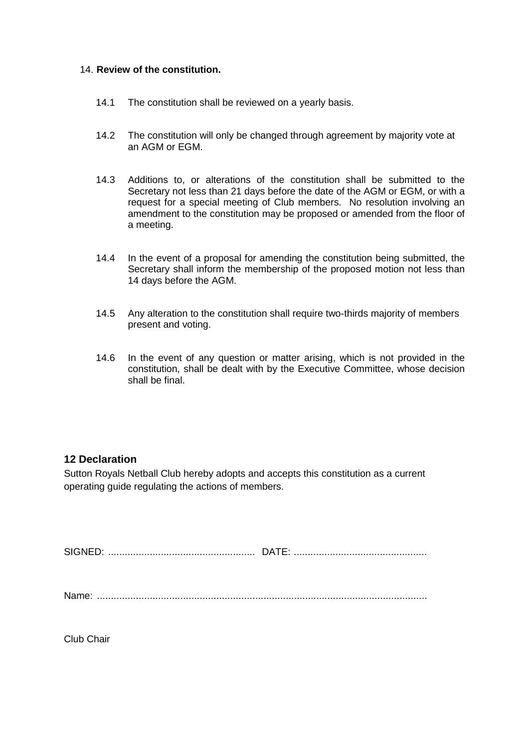## 14. **Review of the constitution.**

14.1 The constitution shall be reviewed on a yearly basis.

14.2 The constitution will only be changed through agreement by majority vote at an AGM or EGM.

14.3 Additions to, or alterations of the constitution shall be submitted to the Secretary not less than 21 days before the date of the AGM or EGM, or with a request for a special meeting of Club members. No resolution involving an amendment to the constitution may be proposed or amended from the floor of a meeting.

14.4 In the event of a proposal for amending the constitution being submitted, the Secretary shall inform the membership of the proposed motion not less than 14 days before the AGM.

14.5 Any alteration to the constitution shall require two-thirds majority of members present and voting.

14.6 In the event of any question or matter arising, which is not provided in the constitution, shall be dealt with by the Executive Committee, whose decision shall be final.

## 12 Declaration

Sutton Royals Netball Club hereby adopts and accepts this constitution as a current operating guide regulating the actions of members.

SIGNED: .................................................... DATE: ...............................................

Name: ......................................................................................................................

Club Chair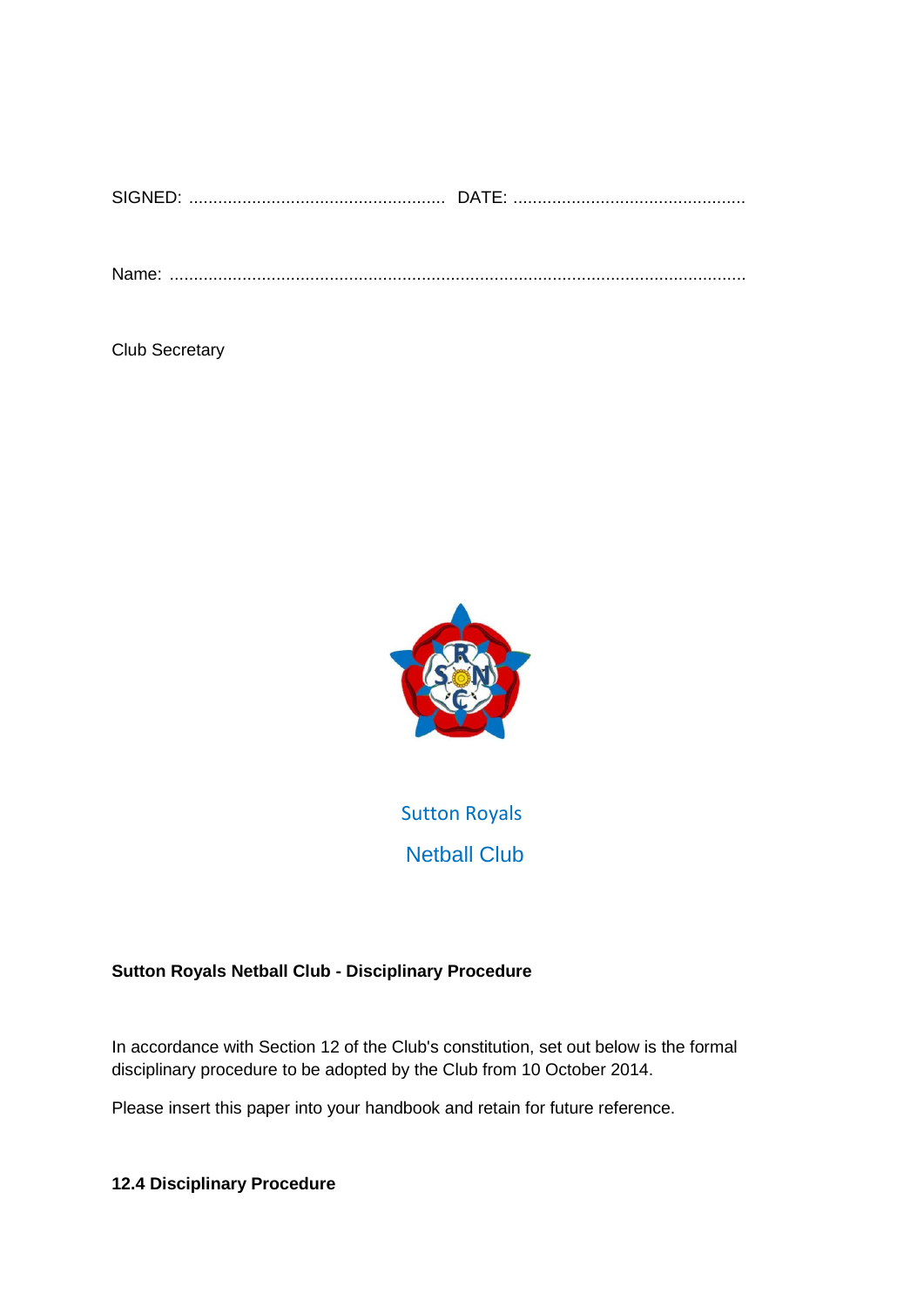SIGNED: ..................................................... DATE: ................................................

Name: ......................................................................................................................

Club Secretary

Sutton Royals

Netball Club

**Sutton Royals Netball Club - Disciplinary Procedure**

In accordance with Section 12 of the Club's constitution, set out below is the formal disciplinary procedure to be adopted by the Club from 10 October 2014.

Please insert this paper into your handbook and retain for future reference.

**12.4 Disciplinary Procedure**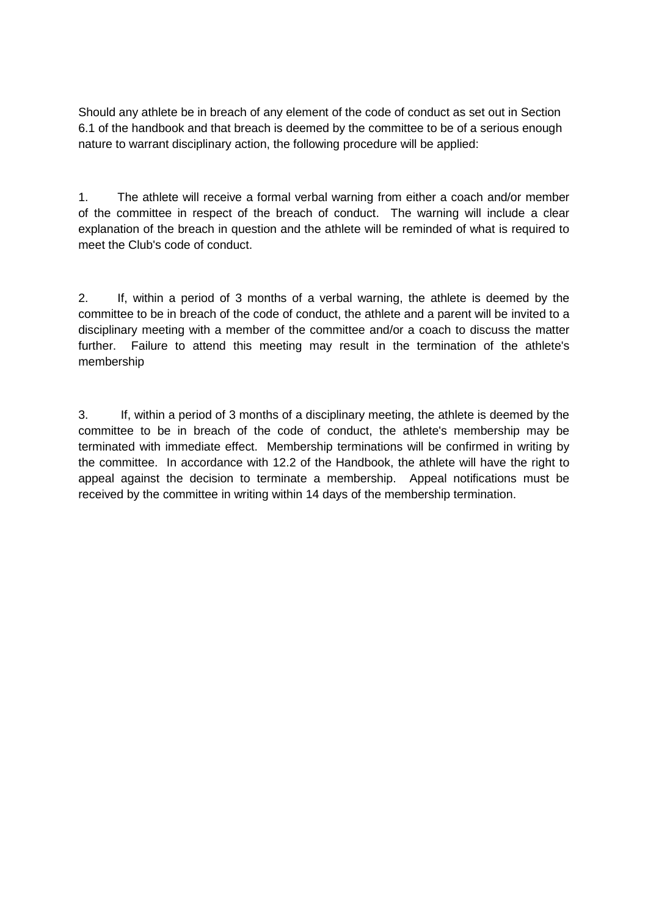Should any athlete be in breach of any element of the code of conduct as set out in Section 6.1 of the handbook and that breach is deemed by the committee to be of a serious enough nature to warrant disciplinary action, the following procedure will be applied:

1. The athlete will receive a formal verbal warning from either a coach and/or member of the committee in respect of the breach of conduct. The warning will include a clear explanation of the breach in question and the athlete will be reminded of what is required to meet the Club's code of conduct.

2. If, within a period of 3 months of a verbal warning, the athlete is deemed by the committee to be in breach of the code of conduct, the athlete and a parent will be invited to a disciplinary meeting with a member of the committee and/or a coach to discuss the matter further. Failure to attend this meeting may result in the termination of the athlete's membership

3. If, within a period of 3 months of a disciplinary meeting, the athlete is deemed by the committee to be in breach of the code of conduct, the athlete's membership may be terminated with immediate effect. Membership terminations will be confirmed in writing by the committee. In accordance with 12.2 of the Handbook, the athlete will have the right to appeal against the decision to terminate a membership. Appeal notifications must be received by the committee in writing within 14 days of the membership termination.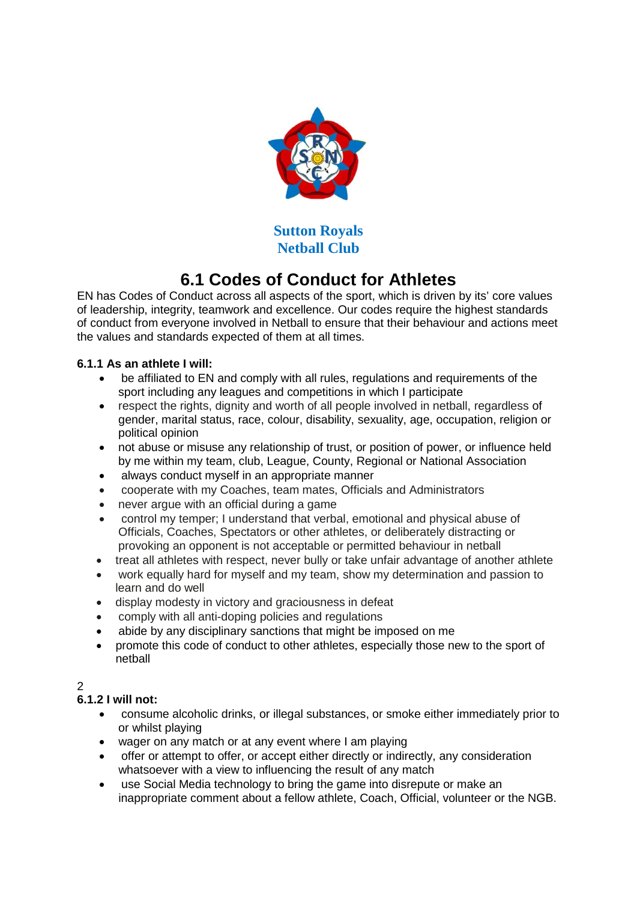Sutton Royals
Netball Club

# 6.1 Codes of Conduct for Athletes

EN has Codes of Conduct across all aspects of the sport, which is driven by its' core values of leadership, integrity, teamwork and excellence. Our codes require the highest standards of conduct from everyone involved in Netball to ensure that their behaviour and actions meet the values and standards expected of them at all times.

**6.1.1 As an athlete I will:**

- be affiliated to EN and comply with all rules, regulations and requirements of the sport including any leagues and competitions in which I participate
- respect the rights, dignity and worth of all people involved in netball, regardless of gender, marital status, race, colour, disability, sexuality, age, occupation, religion or political opinion
- not abuse or misuse any relationship of trust, or position of power, or influence held by me within my team, club, League, County, Regional or National Association
- always conduct myself in an appropriate manner
- cooperate with my Coaches, team mates, Officials and Administrators
- never argue with an official during a game
- control my temper; I understand that verbal, emotional and physical abuse of Officials, Coaches, Spectators or other athletes, or deliberately distracting or provoking an opponent is not acceptable or permitted behaviour in netball
- treat all athletes with respect, never bully or take unfair advantage of another athlete
- work equally hard for myself and my team, show my determination and passion to learn and do well
- display modesty in victory and graciousness in defeat
- comply with all anti-doping policies and regulations
- abide by any disciplinary sanctions that might be imposed on me
- promote this code of conduct to other athletes, especially those new to the sport of netball

2

**6.1.2 I will not:**

- consume alcoholic drinks, or illegal substances, or smoke either immediately prior to or whilst playing
- wager on any match or at any event where I am playing
- offer or attempt to offer, or accept either directly or indirectly, any consideration whatsoever with a view to influencing the result of any match
- use Social Media technology to bring the game into disrepute or make an inappropriate comment about a fellow athlete, Coach, Official, volunteer or the NGB.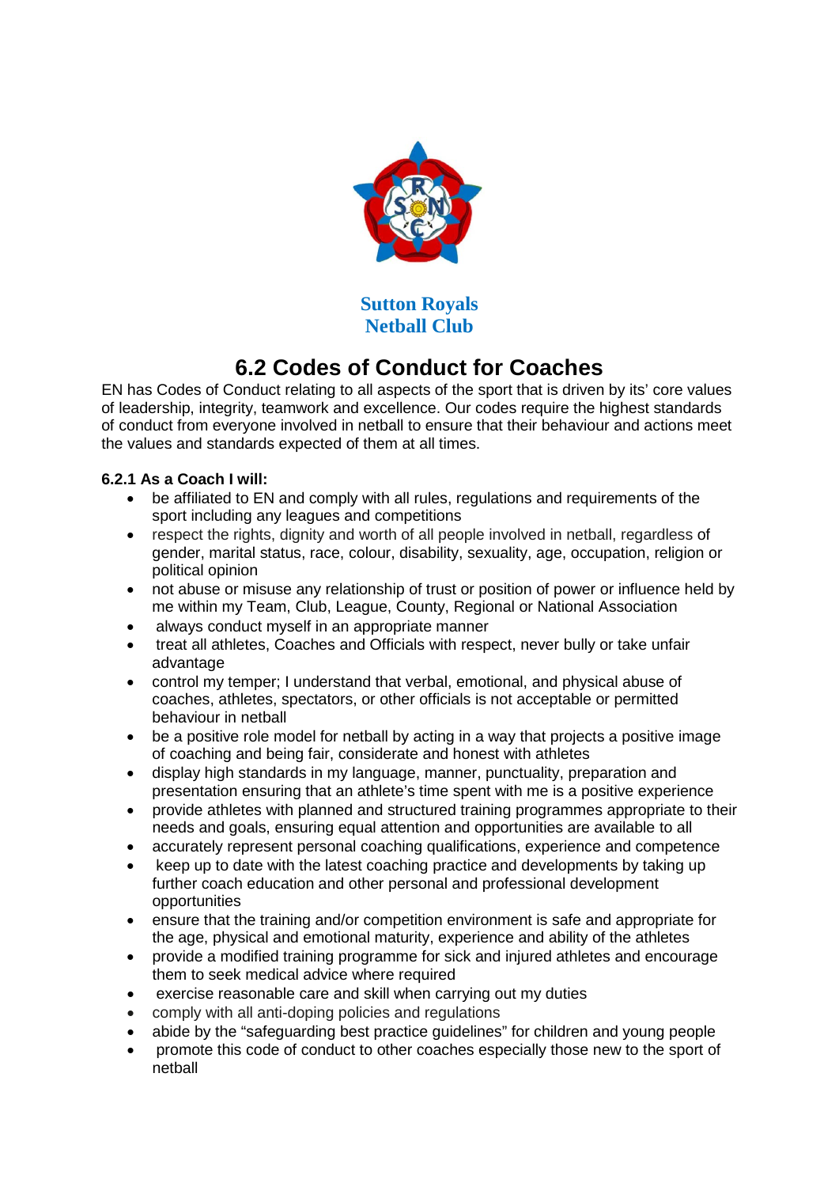Sutton Royals
Netball Club

# 6.2 Codes of Conduct for Coaches

EN has Codes of Conduct relating to all aspects of the sport that is driven by its' core values of leadership, integrity, teamwork and excellence. Our codes require the highest standards of conduct from everyone involved in netball to ensure that their behaviour and actions meet the values and standards expected of them at all times.

**6.2.1 As a Coach I will:**

- be affiliated to EN and comply with all rules, regulations and requirements of the sport including any leagues and competitions
- respect the rights, dignity and worth of all people involved in netball, regardless of gender, marital status, race, colour, disability, sexuality, age, occupation, religion or political opinion
- not abuse or misuse any relationship of trust or position of power or influence held by me within my Team, Club, League, County, Regional or National Association
- always conduct myself in an appropriate manner
- treat all athletes, Coaches and Officials with respect, never bully or take unfair advantage
- control my temper; I understand that verbal, emotional, and physical abuse of coaches, athletes, spectators, or other officials is not acceptable or permitted behaviour in netball
- be a positive role model for netball by acting in a way that projects a positive image of coaching and being fair, considerate and honest with athletes
- display high standards in my language, manner, punctuality, preparation and presentation ensuring that an athlete's time spent with me is a positive experience
- provide athletes with planned and structured training programmes appropriate to their needs and goals, ensuring equal attention and opportunities are available to all
- accurately represent personal coaching qualifications, experience and competence
- keep up to date with the latest coaching practice and developments by taking up further coach education and other personal and professional development opportunities
- ensure that the training and/or competition environment is safe and appropriate for the age, physical and emotional maturity, experience and ability of the athletes
- provide a modified training programme for sick and injured athletes and encourage them to seek medical advice where required
- exercise reasonable care and skill when carrying out my duties
- comply with all anti-doping policies and regulations
- abide by the "safeguarding best practice guidelines" for children and young people
- promote this code of conduct to other coaches especially those new to the sport of netball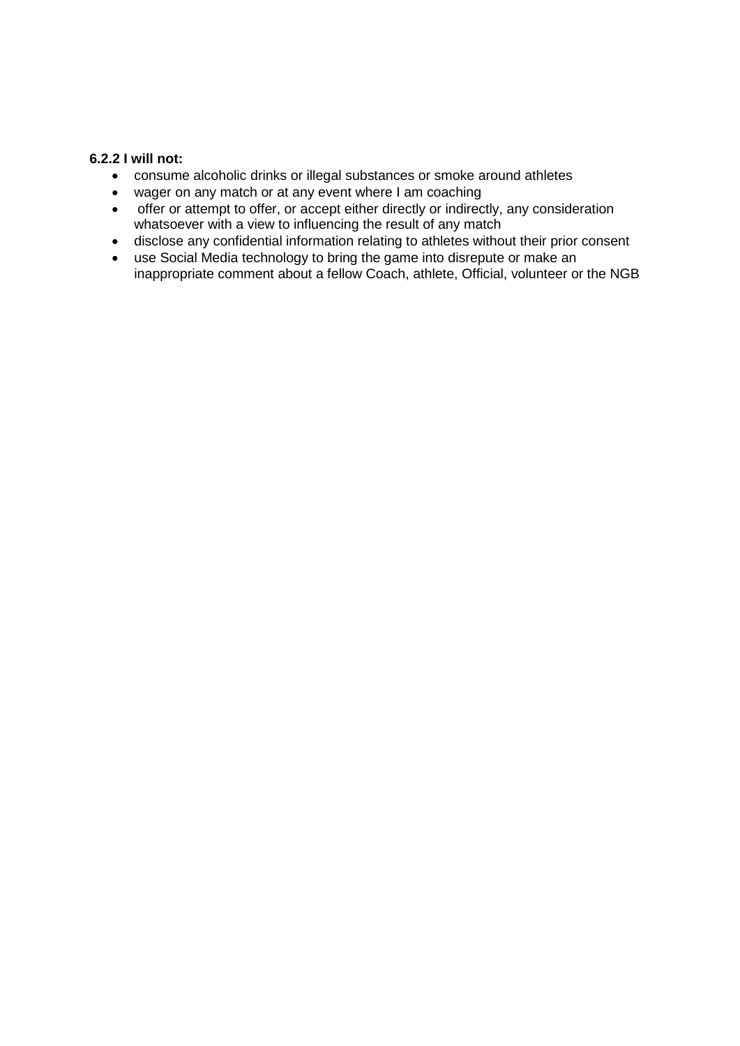**6.2.2 I will not:**

- consume alcoholic drinks or illegal substances or smoke around athletes
- wager on any match or at any event where I am coaching
- offer or attempt to offer, or accept either directly or indirectly, any consideration whatsoever with a view to influencing the result of any match
- disclose any confidential information relating to athletes without their prior consent
- use Social Media technology to bring the game into disrepute or make an inappropriate comment about a fellow Coach, athlete, Official, volunteer or the NGB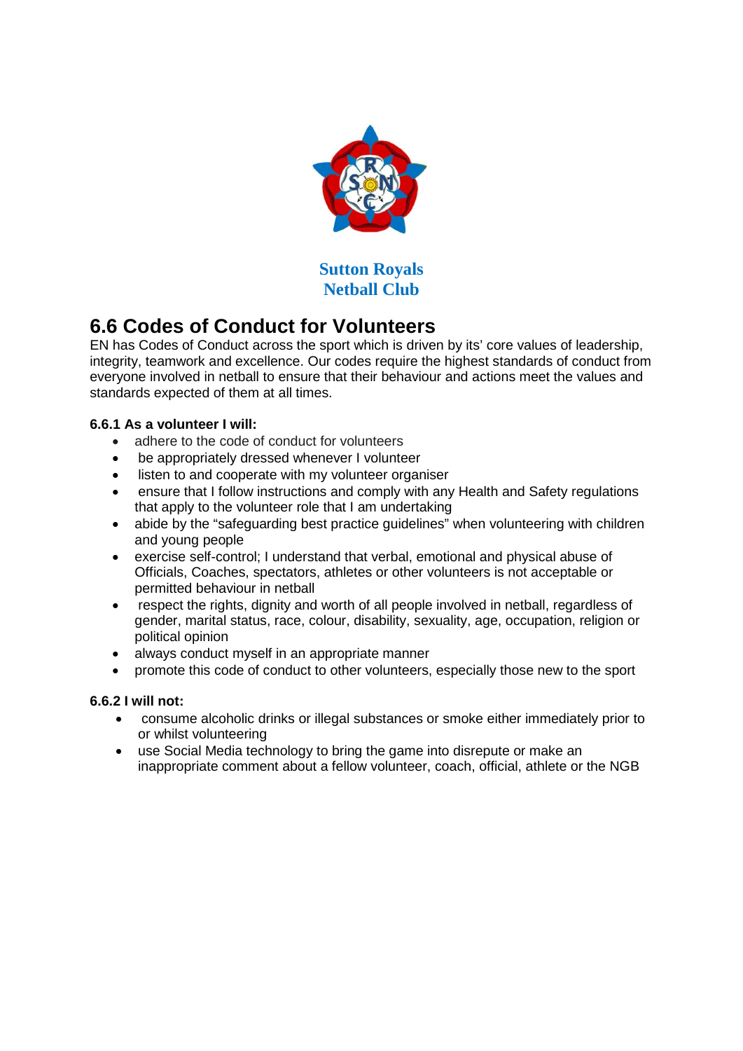**Sutton Royals Netball Club**

## 6.6 Codes of Conduct for Volunteers

EN has Codes of Conduct across the sport which is driven by its' core values of leadership, integrity, teamwork and excellence. Our codes require the highest standards of conduct from everyone involved in netball to ensure that their behaviour and actions meet the values and standards expected of them at all times.

### 6.6.1 As a volunteer I will:

- adhere to the code of conduct for volunteers
- be appropriately dressed whenever I volunteer
- listen to and cooperate with my volunteer organiser
- ensure that I follow instructions and comply with any Health and Safety regulations that apply to the volunteer role that I am undertaking
- abide by the "safeguarding best practice guidelines" when volunteering with children and young people
- exercise self-control; I understand that verbal, emotional and physical abuse of Officials, Coaches, spectators, athletes or other volunteers is not acceptable or permitted behaviour in netball
- respect the rights, dignity and worth of all people involved in netball, regardless of gender, marital status, race, colour, disability, sexuality, age, occupation, religion or political opinion
- always conduct myself in an appropriate manner
- promote this code of conduct to other volunteers, especially those new to the sport

### 6.6.2 I will not:

- consume alcoholic drinks or illegal substances or smoke either immediately prior to or whilst volunteering
- use Social Media technology to bring the game into disrepute or make an inappropriate comment about a fellow volunteer, coach, official, athlete or the NGB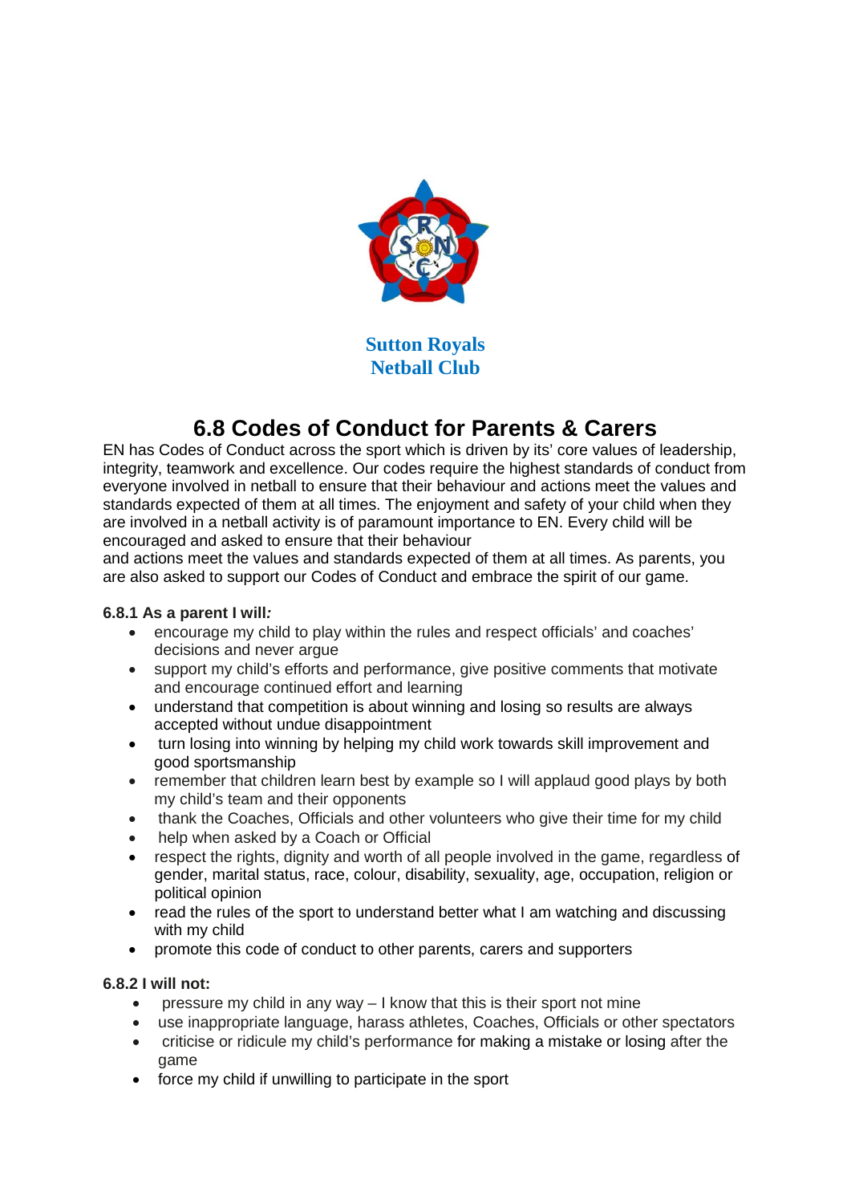Sutton Royals
Netball Club

# 6.8 Codes of Conduct for Parents & Carers

EN has Codes of Conduct across the sport which is driven by its' core values of leadership, integrity, teamwork and excellence. Our codes require the highest standards of conduct from everyone involved in netball to ensure that their behaviour and actions meet the values and standards expected of them at all times. The enjoyment and safety of your child when they are involved in a netball activity is of paramount importance to EN. Every child will be encouraged and asked to ensure that their behaviour
and actions meet the values and standards expected of them at all times. As parents, you are also asked to support our Codes of Conduct and embrace the spirit of our game.

**6.8.1 As a parent I will*:***

- encourage my child to play within the rules and respect officials' and coaches' decisions and never argue
- support my child's efforts and performance, give positive comments that motivate and encourage continued effort and learning
- understand that competition is about winning and losing so results are always accepted without undue disappointment
- turn losing into winning by helping my child work towards skill improvement and good sportsmanship
- remember that children learn best by example so I will applaud good plays by both my child's team and their opponents
- thank the Coaches, Officials and other volunteers who give their time for my child
- help when asked by a Coach or Official
- respect the rights, dignity and worth of all people involved in the game, regardless of gender, marital status, race, colour, disability, sexuality, age, occupation, religion or political opinion
- read the rules of the sport to understand better what I am watching and discussing with my child
- promote this code of conduct to other parents, carers and supporters

**6.8.2 I will not:**

- pressure my child in any way – I know that this is their sport not mine
- use inappropriate language, harass athletes, Coaches, Officials or other spectators
- criticise or ridicule my child's performance for making a mistake or losing after the game
- force my child if unwilling to participate in the sport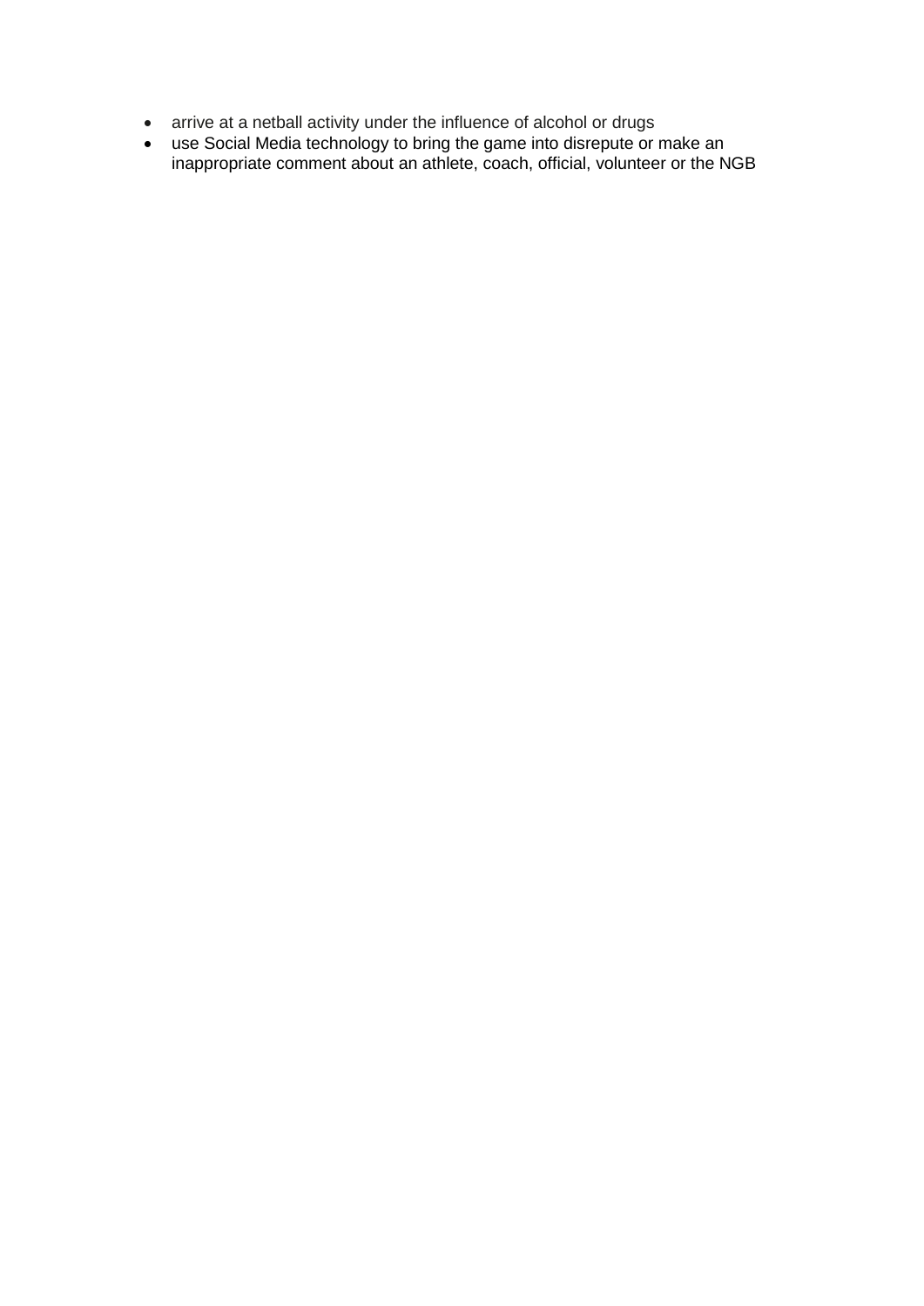- arrive at a netball activity under the influence of alcohol or drugs
- use Social Media technology to bring the game into disrepute or make an inappropriate comment about an athlete, coach, official, volunteer or the NGB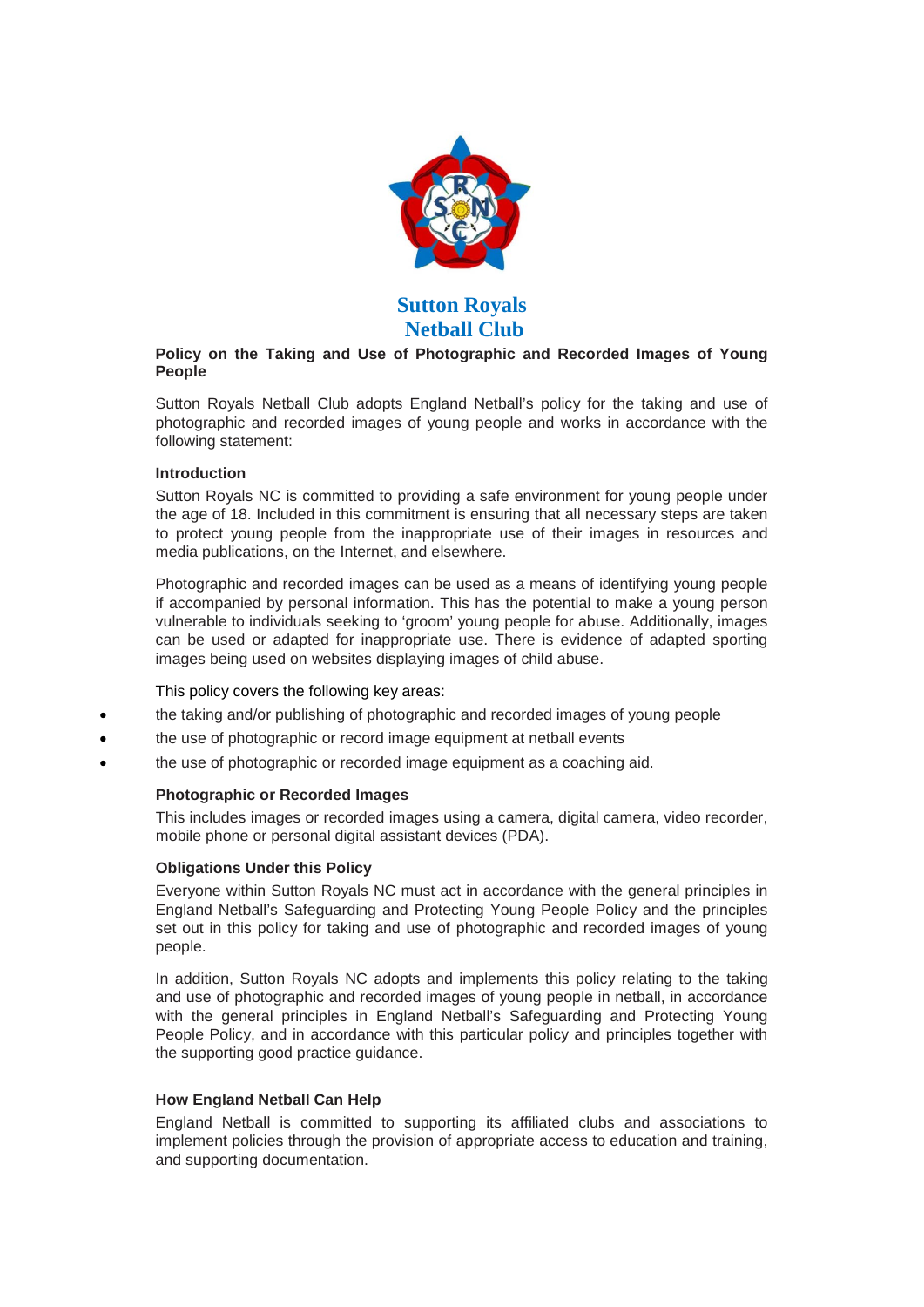# Sutton Royals Netball Club

## Policy on the Taking and Use of Photographic and Recorded Images of Young People

Sutton Royals Netball Club adopts England Netball's policy for the taking and use of photographic and recorded images of young people and works in accordance with the following statement:

### Introduction

Sutton Royals NC is committed to providing a safe environment for young people under the age of 18. Included in this commitment is ensuring that all necessary steps are taken to protect young people from the inappropriate use of their images in resources and media publications, on the Internet, and elsewhere.

Photographic and recorded images can be used as a means of identifying young people if accompanied by personal information. This has the potential to make a young person vulnerable to individuals seeking to 'groom' young people for abuse. Additionally, images can be used or adapted for inappropriate use. There is evidence of adapted sporting images being used on websites displaying images of child abuse.

This policy covers the following key areas:

- the taking and/or publishing of photographic and recorded images of young people
- the use of photographic or record image equipment at netball events
- the use of photographic or recorded image equipment as a coaching aid.

### Photographic or Recorded Images

This includes images or recorded images using a camera, digital camera, video recorder, mobile phone or personal digital assistant devices (PDA).

### Obligations Under this Policy

Everyone within Sutton Royals NC must act in accordance with the general principles in England Netball's Safeguarding and Protecting Young People Policy and the principles set out in this policy for taking and use of photographic and recorded images of young people.

In addition, Sutton Royals NC adopts and implements this policy relating to the taking and use of photographic and recorded images of young people in netball, in accordance with the general principles in England Netball's Safeguarding and Protecting Young People Policy, and in accordance with this particular policy and principles together with the supporting good practice guidance.

### How England Netball Can Help

England Netball is committed to supporting its affiliated clubs and associations to implement policies through the provision of appropriate access to education and training, and supporting documentation.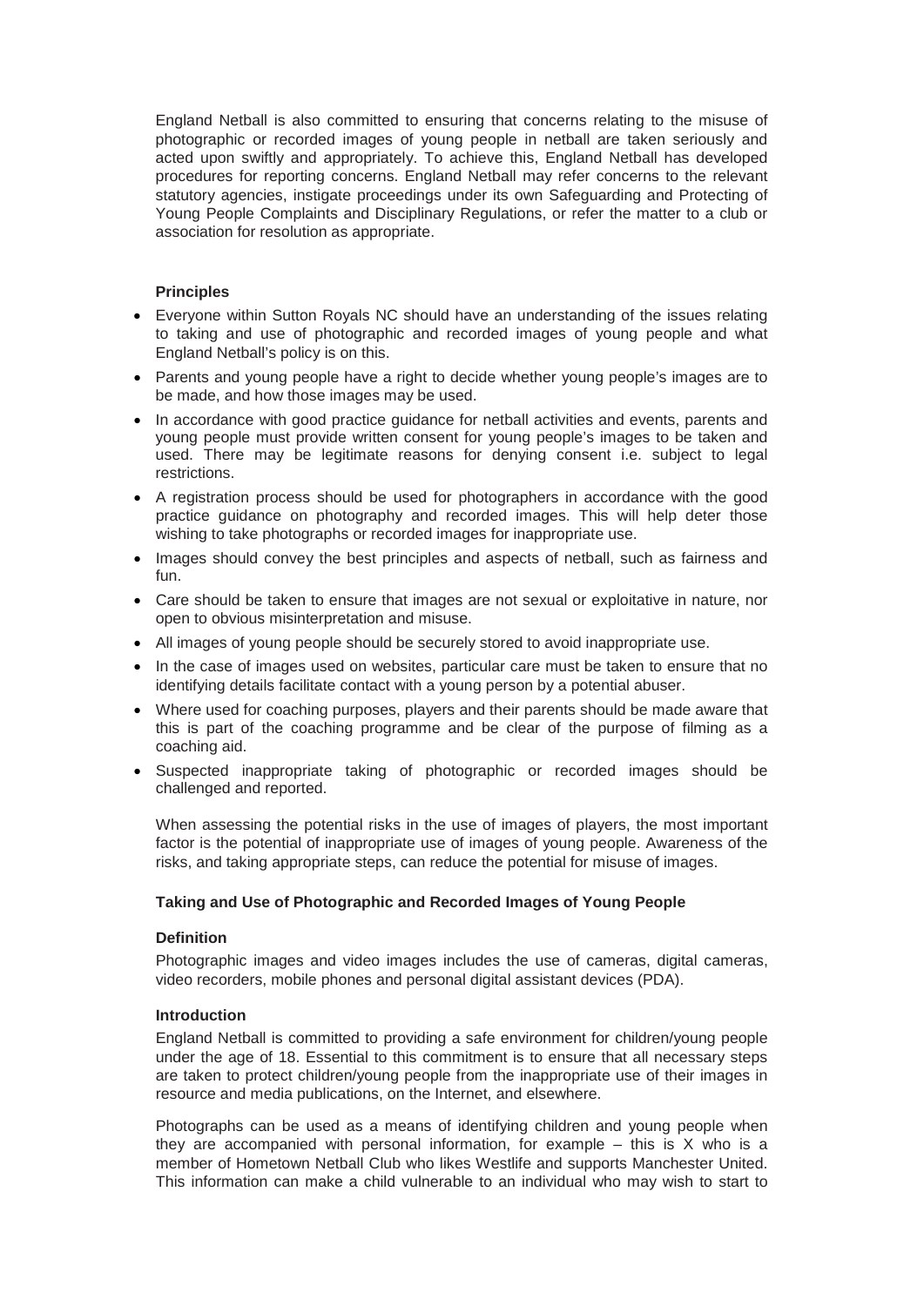England Netball is also committed to ensuring that concerns relating to the misuse of photographic or recorded images of young people in netball are taken seriously and acted upon swiftly and appropriately. To achieve this, England Netball has developed procedures for reporting concerns. England Netball may refer concerns to the relevant statutory agencies, instigate proceedings under its own Safeguarding and Protecting of Young People Complaints and Disciplinary Regulations, or refer the matter to a club or association for resolution as appropriate.

**Principles**

- Everyone within Sutton Royals NC should have an understanding of the issues relating to taking and use of photographic and recorded images of young people and what England Netball's policy is on this.
- Parents and young people have a right to decide whether young people's images are to be made, and how those images may be used.
- In accordance with good practice guidance for netball activities and events, parents and young people must provide written consent for young people's images to be taken and used. There may be legitimate reasons for denying consent i.e. subject to legal restrictions.
- A registration process should be used for photographers in accordance with the good practice guidance on photography and recorded images. This will help deter those wishing to take photographs or recorded images for inappropriate use.
- Images should convey the best principles and aspects of netball, such as fairness and fun.
- Care should be taken to ensure that images are not sexual or exploitative in nature, nor open to obvious misinterpretation and misuse.
- All images of young people should be securely stored to avoid inappropriate use.
- In the case of images used on websites, particular care must be taken to ensure that no identifying details facilitate contact with a young person by a potential abuser.
- Where used for coaching purposes, players and their parents should be made aware that this is part of the coaching programme and be clear of the purpose of filming as a coaching aid.
- Suspected inappropriate taking of photographic or recorded images should be challenged and reported.

When assessing the potential risks in the use of images of players, the most important factor is the potential of inappropriate use of images of young people. Awareness of the risks, and taking appropriate steps, can reduce the potential for misuse of images.

**Taking and Use of Photographic and Recorded Images of Young People**

**Definition**

Photographic images and video images includes the use of cameras, digital cameras, video recorders, mobile phones and personal digital assistant devices (PDA).

**Introduction**

England Netball is committed to providing a safe environment for children/young people under the age of 18. Essential to this commitment is to ensure that all necessary steps are taken to protect children/young people from the inappropriate use of their images in resource and media publications, on the Internet, and elsewhere.

Photographs can be used as a means of identifying children and young people when they are accompanied with personal information, for example – this is X who is a member of Hometown Netball Club who likes Westlife and supports Manchester United. This information can make a child vulnerable to an individual who may wish to start to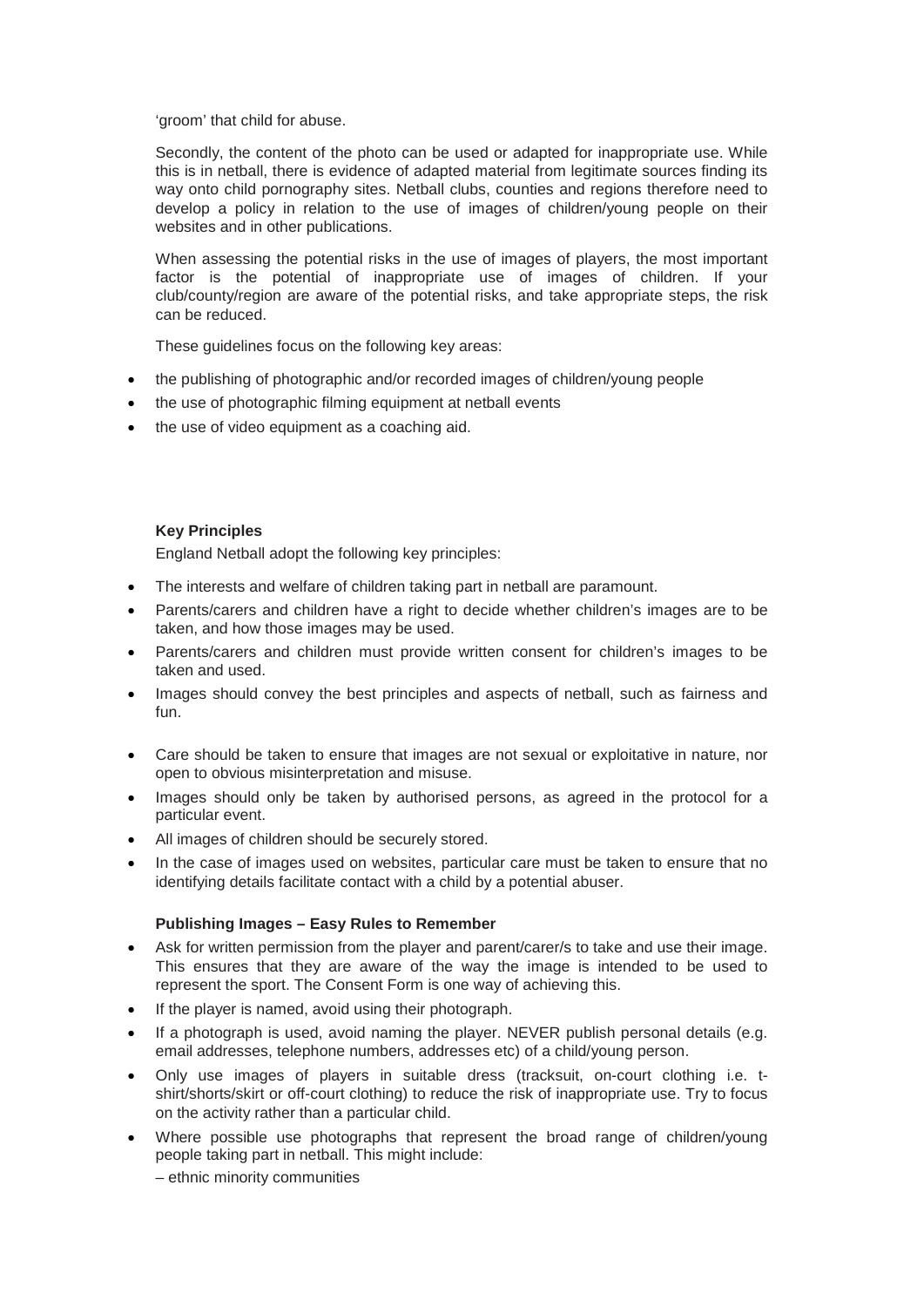'groom' that child for abuse.

Secondly, the content of the photo can be used or adapted for inappropriate use. While this is in netball, there is evidence of adapted material from legitimate sources finding its way onto child pornography sites. Netball clubs, counties and regions therefore need to develop a policy in relation to the use of images of children/young people on their websites and in other publications.

When assessing the potential risks in the use of images of players, the most important factor is the potential of inappropriate use of images of children. If your club/county/region are aware of the potential risks, and take appropriate steps, the risk can be reduced.

These guidelines focus on the following key areas:

- the publishing of photographic and/or recorded images of children/young people
- the use of photographic filming equipment at netball events
- the use of video equipment as a coaching aid.

**Key Principles**

England Netball adopt the following key principles:

- The interests and welfare of children taking part in netball are paramount.
- Parents/carers and children have a right to decide whether children's images are to be taken, and how those images may be used.
- Parents/carers and children must provide written consent for children's images to be taken and used.
- Images should convey the best principles and aspects of netball, such as fairness and fun.
- Care should be taken to ensure that images are not sexual or exploitative in nature, nor open to obvious misinterpretation and misuse.
- Images should only be taken by authorised persons, as agreed in the protocol for a particular event.
- All images of children should be securely stored.
- In the case of images used on websites, particular care must be taken to ensure that no identifying details facilitate contact with a child by a potential abuser.

**Publishing Images – Easy Rules to Remember**

- Ask for written permission from the player and parent/carer/s to take and use their image. This ensures that they are aware of the way the image is intended to be used to represent the sport. The Consent Form is one way of achieving this.
- If the player is named, avoid using their photograph.
- If a photograph is used, avoid naming the player. NEVER publish personal details (e.g. email addresses, telephone numbers, addresses etc) of a child/young person.
- Only use images of players in suitable dress (tracksuit, on-court clothing i.e. t-shirt/shorts/skirt or off-court clothing) to reduce the risk of inappropriate use. Try to focus on the activity rather than a particular child.
- Where possible use photographs that represent the broad range of children/young people taking part in netball. This might include:

  – ethnic minority communities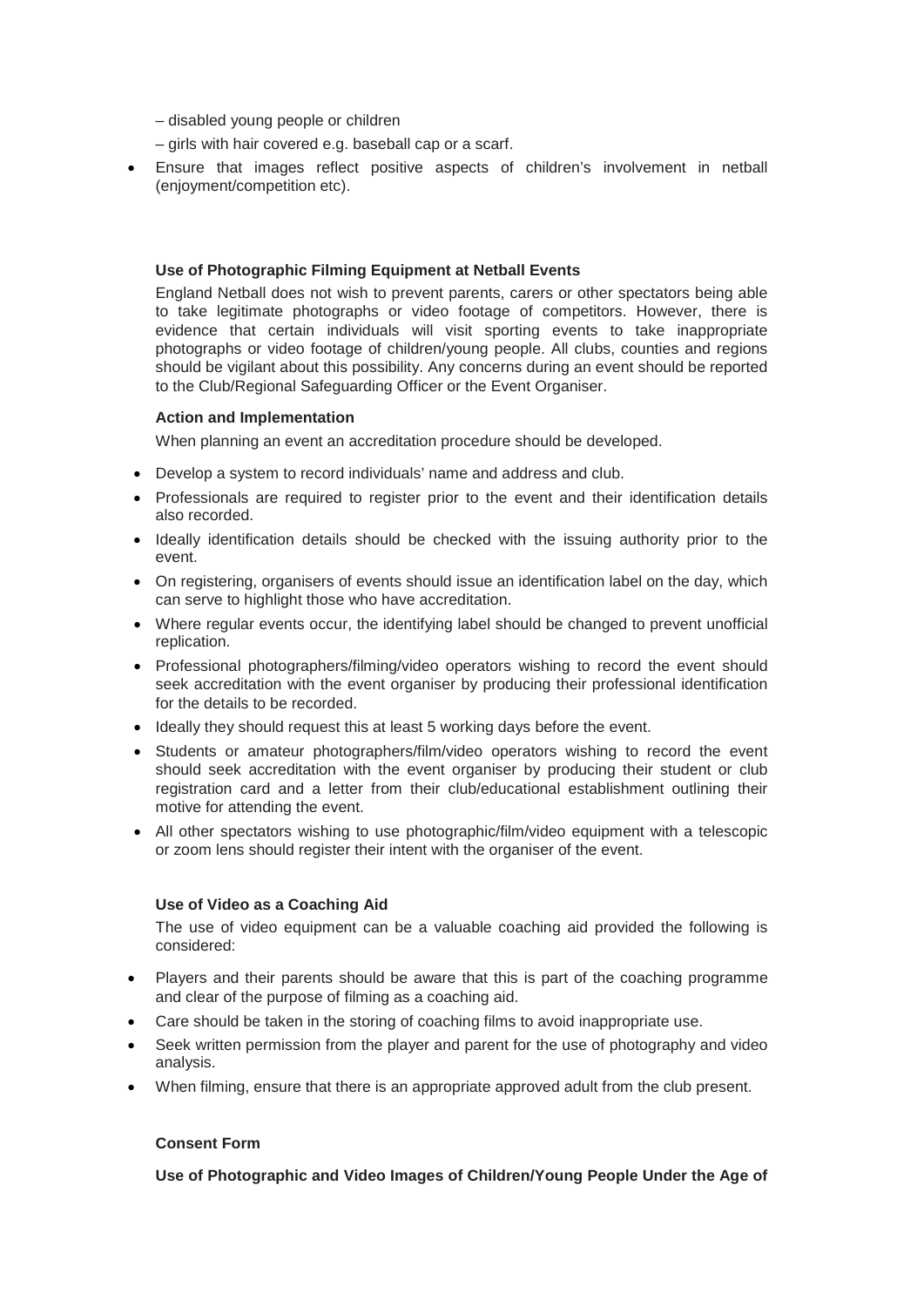– disabled young people or children

– girls with hair covered e.g. baseball cap or a scarf.

- Ensure that images reflect positive aspects of children's involvement in netball (enjoyment/competition etc).

**Use of Photographic Filming Equipment at Netball Events**

England Netball does not wish to prevent parents, carers or other spectators being able to take legitimate photographs or video footage of competitors. However, there is evidence that certain individuals will visit sporting events to take inappropriate photographs or video footage of children/young people. All clubs, counties and regions should be vigilant about this possibility. Any concerns during an event should be reported to the Club/Regional Safeguarding Officer or the Event Organiser.

**Action and Implementation**

When planning an event an accreditation procedure should be developed.

- Develop a system to record individuals' name and address and club.
- Professionals are required to register prior to the event and their identification details also recorded.
- Ideally identification details should be checked with the issuing authority prior to the event.
- On registering, organisers of events should issue an identification label on the day, which can serve to highlight those who have accreditation.
- Where regular events occur, the identifying label should be changed to prevent unofficial replication.
- Professional photographers/filming/video operators wishing to record the event should seek accreditation with the event organiser by producing their professional identification for the details to be recorded.
- Ideally they should request this at least 5 working days before the event.
- Students or amateur photographers/film/video operators wishing to record the event should seek accreditation with the event organiser by producing their student or club registration card and a letter from their club/educational establishment outlining their motive for attending the event.
- All other spectators wishing to use photographic/film/video equipment with a telescopic or zoom lens should register their intent with the organiser of the event.

**Use of Video as a Coaching Aid**

The use of video equipment can be a valuable coaching aid provided the following is considered:

- Players and their parents should be aware that this is part of the coaching programme and clear of the purpose of filming as a coaching aid.
- Care should be taken in the storing of coaching films to avoid inappropriate use.
- Seek written permission from the player and parent for the use of photography and video analysis.
- When filming, ensure that there is an appropriate approved adult from the club present.

**Consent Form**

**Use of Photographic and Video Images of Children/Young People Under the Age of**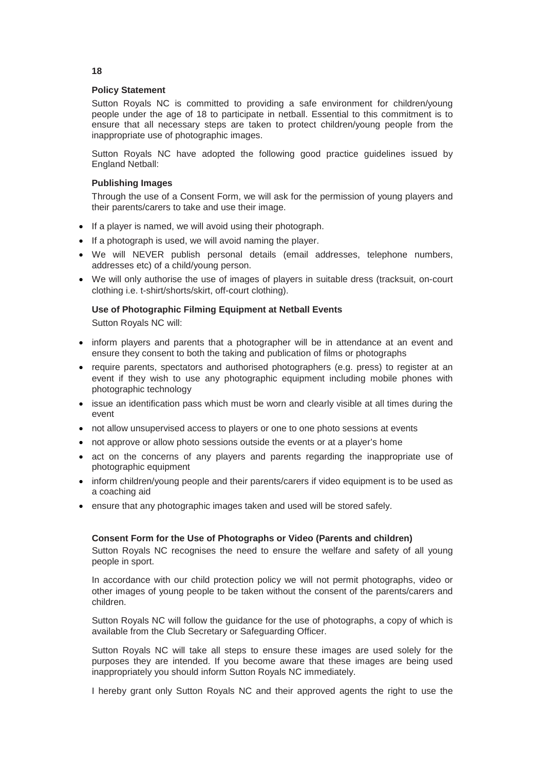**18**

**Policy Statement**

Sutton Royals NC is committed to providing a safe environment for children/young people under the age of 18 to participate in netball. Essential to this commitment is to ensure that all necessary steps are taken to protect children/young people from the inappropriate use of photographic images.

Sutton Royals NC have adopted the following good practice guidelines issued by England Netball:

**Publishing Images**

Through the use of a Consent Form, we will ask for the permission of young players and their parents/carers to take and use their image.

- If a player is named, we will avoid using their photograph.
- If a photograph is used, we will avoid naming the player.
- We will NEVER publish personal details (email addresses, telephone numbers, addresses etc) of a child/young person.
- We will only authorise the use of images of players in suitable dress (tracksuit, on-court clothing i.e. t-shirt/shorts/skirt, off-court clothing).

**Use of Photographic Filming Equipment at Netball Events**

Sutton Royals NC will:

- inform players and parents that a photographer will be in attendance at an event and ensure they consent to both the taking and publication of films or photographs
- require parents, spectators and authorised photographers (e.g. press) to register at an event if they wish to use any photographic equipment including mobile phones with photographic technology
- issue an identification pass which must be worn and clearly visible at all times during the event
- not allow unsupervised access to players or one to one photo sessions at events
- not approve or allow photo sessions outside the events or at a player's home
- act on the concerns of any players and parents regarding the inappropriate use of photographic equipment
- inform children/young people and their parents/carers if video equipment is to be used as a coaching aid
- ensure that any photographic images taken and used will be stored safely.

**Consent Form for the Use of Photographs or Video (Parents and children)**

Sutton Royals NC recognises the need to ensure the welfare and safety of all young people in sport.

In accordance with our child protection policy we will not permit photographs, video or other images of young people to be taken without the consent of the parents/carers and children.

Sutton Royals NC will follow the guidance for the use of photographs, a copy of which is available from the Club Secretary or Safeguarding Officer.

Sutton Royals NC will take all steps to ensure these images are used solely for the purposes they are intended. If you become aware that these images are being used inappropriately you should inform Sutton Royals NC immediately.

I hereby grant only Sutton Royals NC and their approved agents the right to use the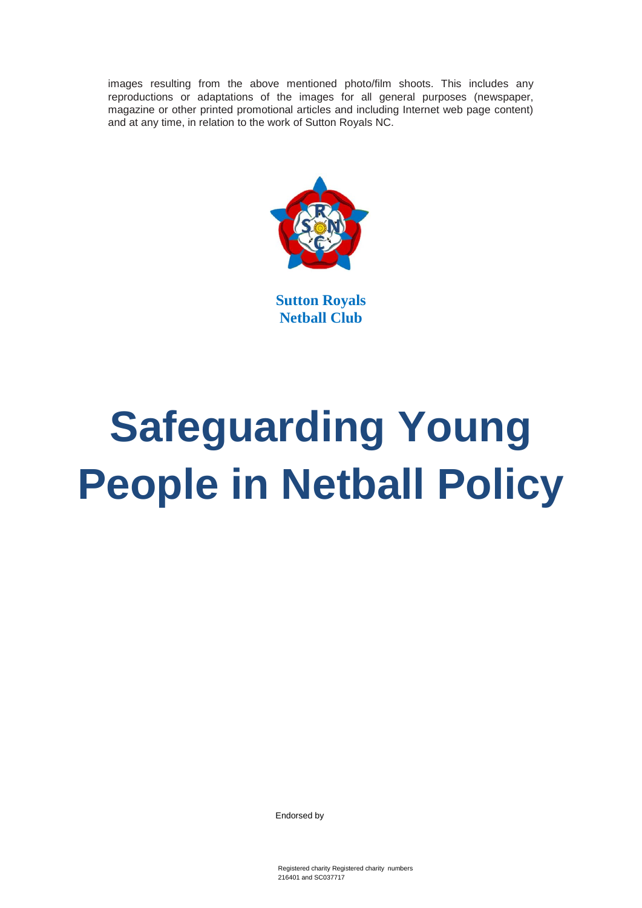images resulting from the above mentioned photo/film shoots. This includes any reproductions or adaptations of the images for all general purposes (newspaper, magazine or other printed promotional articles and including Internet web page content) and at any time, in relation to the work of Sutton Royals NC.

**Sutton Royals Netball Club**

# Safeguarding Young People in Netball Policy

Endorsed by

Registered charity Registered charity numbers 216401 and SC037717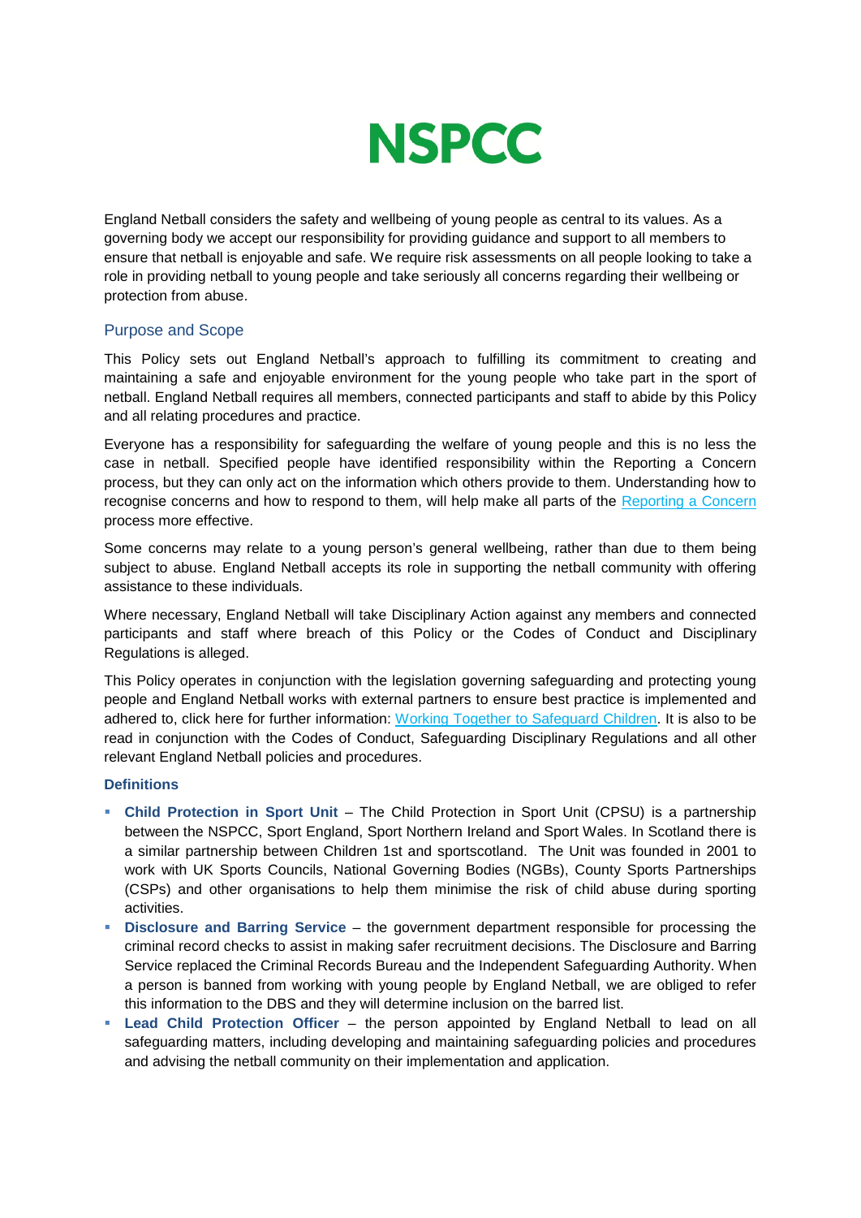# NSPCC

England Netball considers the safety and wellbeing of young people as central to its values. As a governing body we accept our responsibility for providing guidance and support to all members to ensure that netball is enjoyable and safe. We require risk assessments on all people looking to take a role in providing netball to young people and take seriously all concerns regarding their wellbeing or protection from abuse.

## Purpose and Scope

This Policy sets out England Netball's approach to fulfilling its commitment to creating and maintaining a safe and enjoyable environment for the young people who take part in the sport of netball. England Netball requires all members, connected participants and staff to abide by this Policy and all relating procedures and practice.

Everyone has a responsibility for safeguarding the welfare of young people and this is no less the case in netball. Specified people have identified responsibility within the Reporting a Concern process, but they can only act on the information which others provide to them. Understanding how to recognise concerns and how to respond to them, will help make all parts of the Reporting a Concern process more effective.

Some concerns may relate to a young person's general wellbeing, rather than due to them being subject to abuse. England Netball accepts its role in supporting the netball community with offering assistance to these individuals.

Where necessary, England Netball will take Disciplinary Action against any members and connected participants and staff where breach of this Policy or the Codes of Conduct and Disciplinary Regulations is alleged.

This Policy operates in conjunction with the legislation governing safeguarding and protecting young people and England Netball works with external partners to ensure best practice is implemented and adhered to, click here for further information: Working Together to Safeguard Children. It is also to be read in conjunction with the Codes of Conduct, Safeguarding Disciplinary Regulations and all other relevant England Netball policies and procedures.

### Definitions

- **Child Protection in Sport Unit** – The Child Protection in Sport Unit (CPSU) is a partnership between the NSPCC, Sport England, Sport Northern Ireland and Sport Wales. In Scotland there is a similar partnership between Children 1st and sportscotland. The Unit was founded in 2001 to work with UK Sports Councils, National Governing Bodies (NGBs), County Sports Partnerships (CSPs) and other organisations to help them minimise the risk of child abuse during sporting activities.
- **Disclosure and Barring Service** – the government department responsible for processing the criminal record checks to assist in making safer recruitment decisions. The Disclosure and Barring Service replaced the Criminal Records Bureau and the Independent Safeguarding Authority. When a person is banned from working with young people by England Netball, we are obliged to refer this information to the DBS and they will determine inclusion on the barred list.
- **Lead Child Protection Officer** – the person appointed by England Netball to lead on all safeguarding matters, including developing and maintaining safeguarding policies and procedures and advising the netball community on their implementation and application.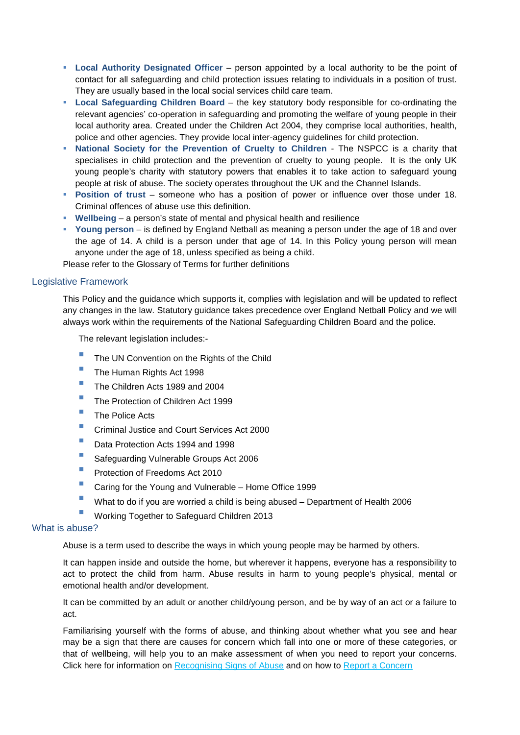- **Local Authority Designated Officer** – person appointed by a local authority to be the point of contact for all safeguarding and child protection issues relating to individuals in a position of trust. They are usually based in the local social services child care team.
- **Local Safeguarding Children Board** – the key statutory body responsible for co-ordinating the relevant agencies' co-operation in safeguarding and promoting the welfare of young people in their local authority area. Created under the Children Act 2004, they comprise local authorities, health, police and other agencies. They provide local inter-agency guidelines for child protection.
- **National Society for the Prevention of Cruelty to Children** - The NSPCC is a charity that specialises in child protection and the prevention of cruelty to young people. It is the only UK young people's charity with statutory powers that enables it to take action to safeguard young people at risk of abuse. The society operates throughout the UK and the Channel Islands.
- **Position of trust** – someone who has a position of power or influence over those under 18. Criminal offences of abuse use this definition.
- **Wellbeing** – a person's state of mental and physical health and resilience
- **Young person** – is defined by England Netball as meaning a person under the age of 18 and over the age of 14. A child is a person under that age of 14. In this Policy young person will mean anyone under the age of 18, unless specified as being a child.

Please refer to the Glossary of Terms for further definitions

## Legislative Framework

This Policy and the guidance which supports it, complies with legislation and will be updated to reflect any changes in the law. Statutory guidance takes precedence over England Netball Policy and we will always work within the requirements of the National Safeguarding Children Board and the police.

The relevant legislation includes:-

- The UN Convention on the Rights of the Child
- The Human Rights Act 1998
- The Children Acts 1989 and 2004
- The Protection of Children Act 1999
- The Police Acts
- Criminal Justice and Court Services Act 2000
- Data Protection Acts 1994 and 1998
- Safeguarding Vulnerable Groups Act 2006
- Protection of Freedoms Act 2010
- Caring for the Young and Vulnerable – Home Office 1999
- What to do if you are worried a child is being abused – Department of Health 2006
- Working Together to Safeguard Children 2013

## What is abuse?

Abuse is a term used to describe the ways in which young people may be harmed by others.

It can happen inside and outside the home, but wherever it happens, everyone has a responsibility to act to protect the child from harm. Abuse results in harm to young people's physical, mental or emotional health and/or development.

It can be committed by an adult or another child/young person, and be by way of an act or a failure to act.

Familiarising yourself with the forms of abuse, and thinking about whether what you see and hear may be a sign that there are causes for concern which fall into one or more of these categories, or that of wellbeing, will help you to an make assessment of when you need to report your concerns. Click here for information on Recognising Signs of Abuse and on how to Report a Concern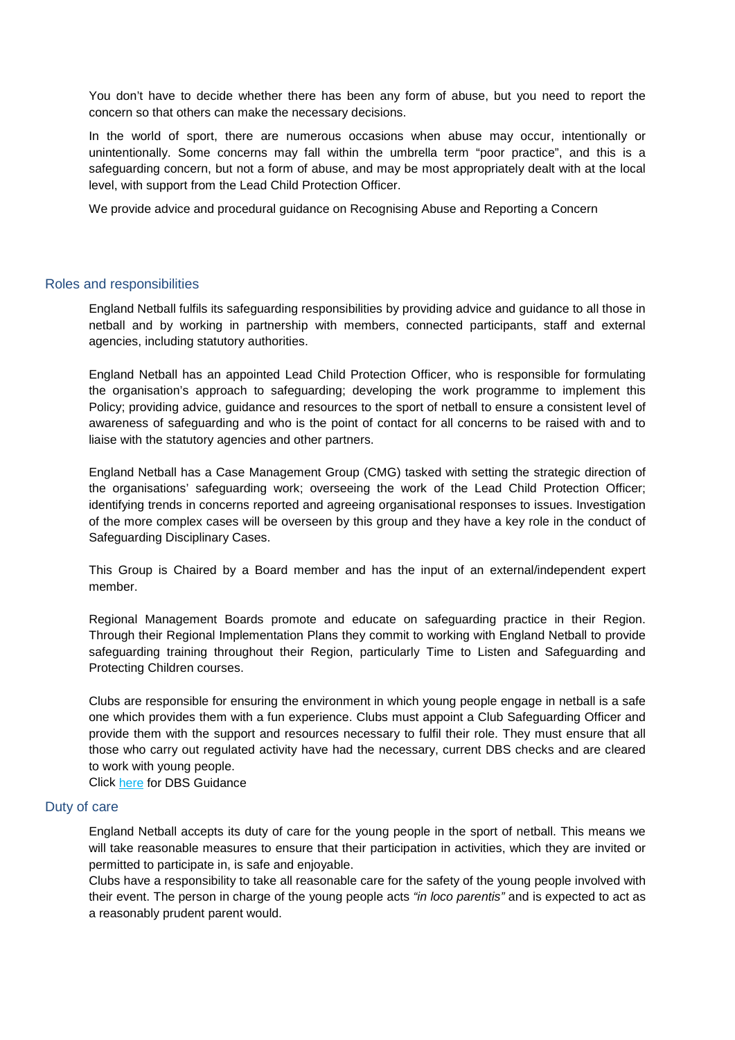You don't have to decide whether there has been any form of abuse, but you need to report the concern so that others can make the necessary decisions.

In the world of sport, there are numerous occasions when abuse may occur, intentionally or unintentionally. Some concerns may fall within the umbrella term "poor practice", and this is a safeguarding concern, but not a form of abuse, and may be most appropriately dealt with at the local level, with support from the Lead Child Protection Officer.

We provide advice and procedural guidance on Recognising Abuse and Reporting a Concern

## Roles and responsibilities

England Netball fulfils its safeguarding responsibilities by providing advice and guidance to all those in netball and by working in partnership with members, connected participants, staff and external agencies, including statutory authorities.

England Netball has an appointed Lead Child Protection Officer, who is responsible for formulating the organisation's approach to safeguarding; developing the work programme to implement this Policy; providing advice, guidance and resources to the sport of netball to ensure a consistent level of awareness of safeguarding and who is the point of contact for all concerns to be raised with and to liaise with the statutory agencies and other partners.

England Netball has a Case Management Group (CMG) tasked with setting the strategic direction of the organisations' safeguarding work; overseeing the work of the Lead Child Protection Officer; identifying trends in concerns reported and agreeing organisational responses to issues. Investigation of the more complex cases will be overseen by this group and they have a key role in the conduct of Safeguarding Disciplinary Cases.

This Group is Chaired by a Board member and has the input of an external/independent expert member.

Regional Management Boards promote and educate on safeguarding practice in their Region. Through their Regional Implementation Plans they commit to working with England Netball to provide safeguarding training throughout their Region, particularly Time to Listen and Safeguarding and Protecting Children courses.

Clubs are responsible for ensuring the environment in which young people engage in netball is a safe one which provides them with a fun experience. Clubs must appoint a Club Safeguarding Officer and provide them with the support and resources necessary to fulfil their role. They must ensure that all those who carry out regulated activity have had the necessary, current DBS checks and are cleared to work with young people.

Click here for DBS Guidance

## Duty of care

England Netball accepts its duty of care for the young people in the sport of netball. This means we will take reasonable measures to ensure that their participation in activities, which they are invited or permitted to participate in, is safe and enjoyable.

Clubs have a responsibility to take all reasonable care for the safety of the young people involved with their event. The person in charge of the young people acts *"in loco parentis"* and is expected to act as a reasonably prudent parent would.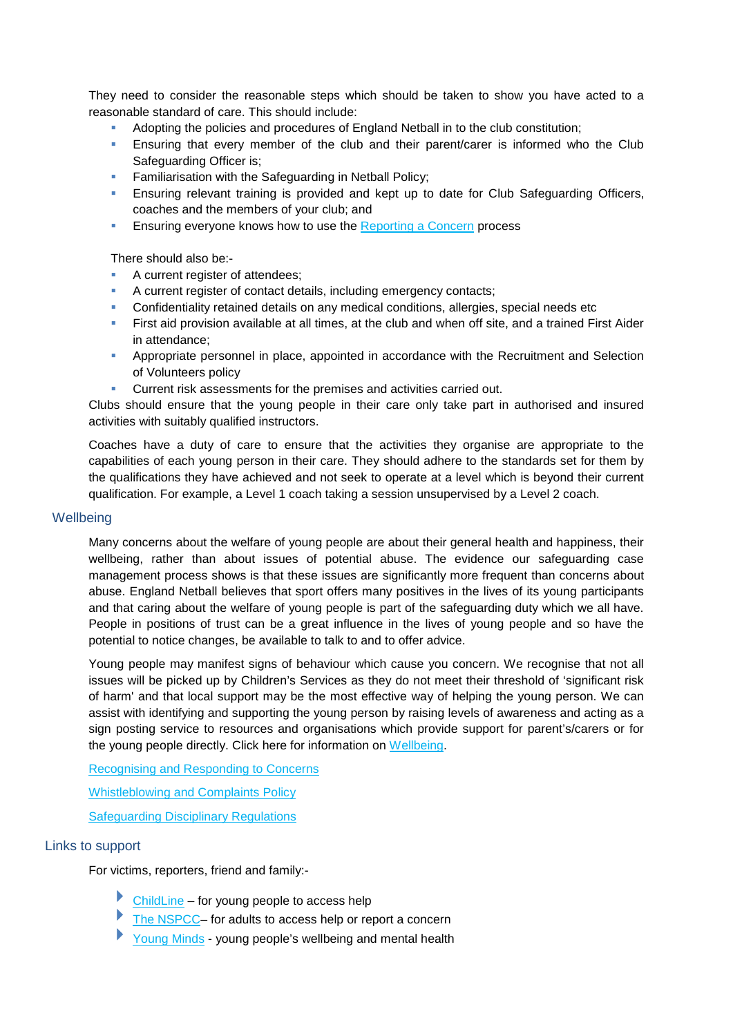They need to consider the reasonable steps which should be taken to show you have acted to a reasonable standard of care. This should include:

- Adopting the policies and procedures of England Netball in to the club constitution;
- Ensuring that every member of the club and their parent/carer is informed who the Club Safeguarding Officer is;
- Familiarisation with the Safeguarding in Netball Policy;
- Ensuring relevant training is provided and kept up to date for Club Safeguarding Officers, coaches and the members of your club; and
- Ensuring everyone knows how to use the Reporting a Concern process

There should also be:-

- A current register of attendees;
- A current register of contact details, including emergency contacts;
- Confidentiality retained details on any medical conditions, allergies, special needs etc
- First aid provision available at all times, at the club and when off site, and a trained First Aider in attendance;
- Appropriate personnel in place, appointed in accordance with the Recruitment and Selection of Volunteers policy
- Current risk assessments for the premises and activities carried out.

Clubs should ensure that the young people in their care only take part in authorised and insured activities with suitably qualified instructors.

Coaches have a duty of care to ensure that the activities they organise are appropriate to the capabilities of each young person in their care. They should adhere to the standards set for them by the qualifications they have achieved and not seek to operate at a level which is beyond their current qualification. For example, a Level 1 coach taking a session unsupervised by a Level 2 coach.

## Wellbeing

Many concerns about the welfare of young people are about their general health and happiness, their wellbeing, rather than about issues of potential abuse. The evidence our safeguarding case management process shows is that these issues are significantly more frequent than concerns about abuse. England Netball believes that sport offers many positives in the lives of its young participants and that caring about the welfare of young people is part of the safeguarding duty which we all have. People in positions of trust can be a great influence in the lives of young people and so have the potential to notice changes, be available to talk to and to offer advice.

Young people may manifest signs of behaviour which cause you concern. We recognise that not all issues will be picked up by Children's Services as they do not meet their threshold of 'significant risk of harm' and that local support may be the most effective way of helping the young person. We can assist with identifying and supporting the young person by raising levels of awareness and acting as a sign posting service to resources and organisations which provide support for parent's/carers or for the young people directly. Click here for information on Wellbeing.

Recognising and Responding to Concerns

Whistleblowing and Complaints Policy

Safeguarding Disciplinary Regulations

## Links to support

For victims, reporters, friend and family:-

- ChildLine – for young people to access help
- The NSPCC– for adults to access help or report a concern
- Young Minds - young people's wellbeing and mental health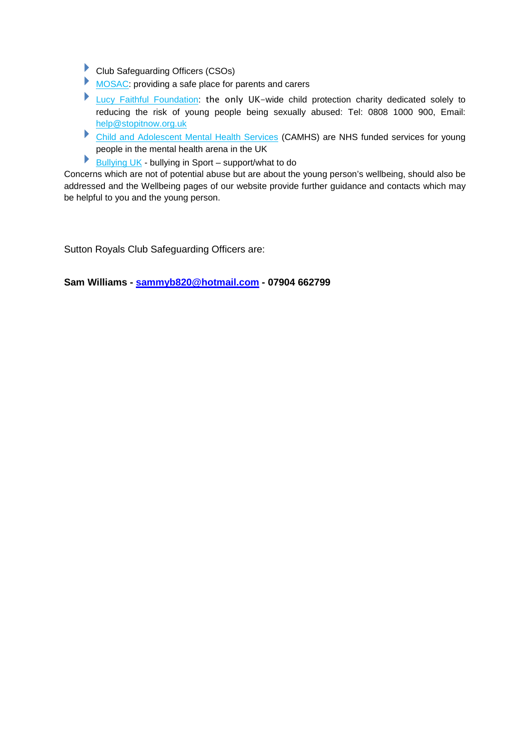- Club Safeguarding Officers (CSOs)
- MOSAC: providing a safe place for parents and carers
- Lucy Faithful Foundation: the only UK-wide child protection charity dedicated solely to reducing the risk of young people being sexually abused: Tel: 0808 1000 900, Email: help@stopitnow.org.uk
- Child and Adolescent Mental Health Services (CAMHS) are NHS funded services for young people in the mental health arena in the UK
- Bullying UK - bullying in Sport – support/what to do

Concerns which are not of potential abuse but are about the young person's wellbeing, should also be addressed and the Wellbeing pages of our website provide further guidance and contacts which may be helpful to you and the young person.

Sutton Royals Club Safeguarding Officers are:

**Sam Williams - sammyb820@hotmail.com - 07904 662799**